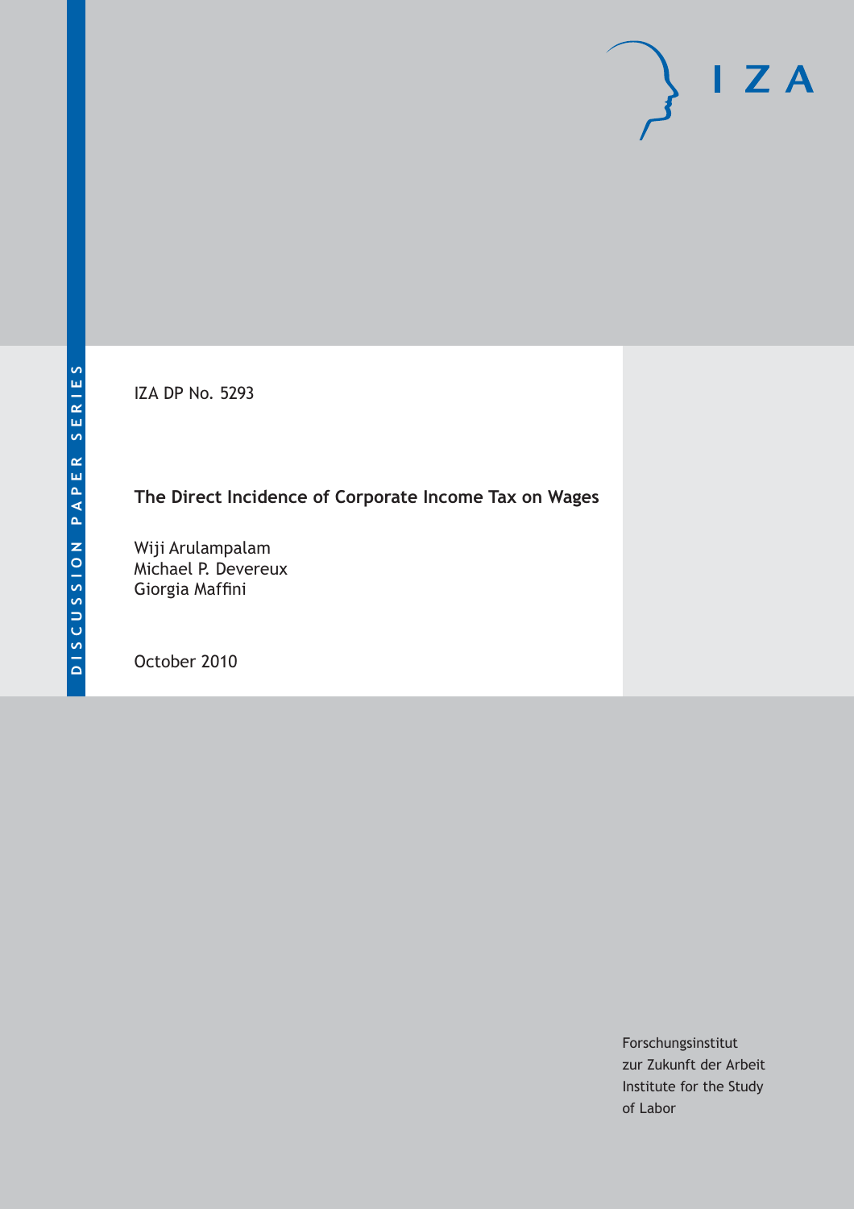DISCUSSION PAPER SERIES

IZA DP No. 5293

# The Direct Incidence of Corporate Income Tax on Wages

Wiji Arulampalam
Michael P. Devereux
Giorgia Maffini

October 2010

IZA

Forschungsinstitut
zur Zukunft der Arbeit
Institute for the Study
of Labor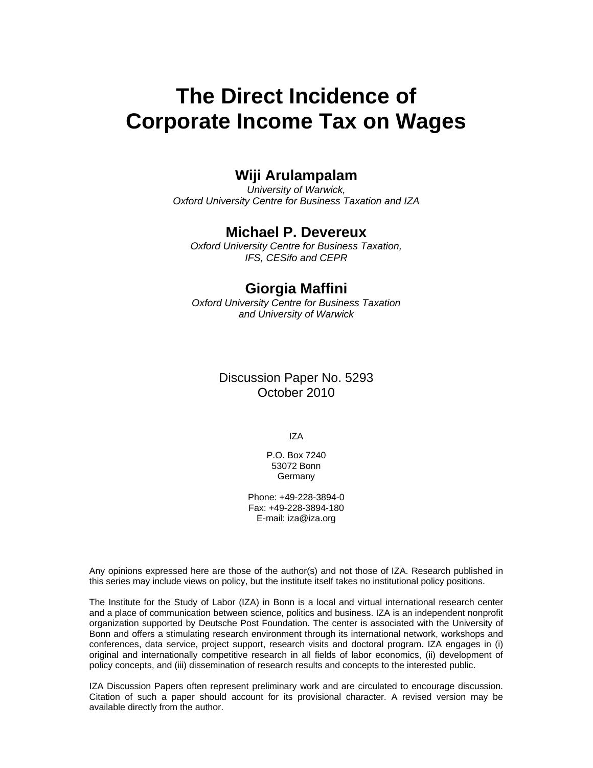# The Direct Incidence of Corporate Income Tax on Wages

**Wiji Arulampalam**

*University of Warwick,*
*Oxford University Centre for Business Taxation and IZA*

**Michael P. Devereux**

*Oxford University Centre for Business Taxation,*
*IFS, CESifo and CEPR*

**Giorgia Maffini**

*Oxford University Centre for Business Taxation*
*and University of Warwick*

Discussion Paper No. 5293
October 2010

IZA

P.O. Box 7240
53072 Bonn
Germany

Phone: +49-228-3894-0
Fax: +49-228-3894-180
E-mail: iza@iza.org

Any opinions expressed here are those of the author(s) and not those of IZA. Research published in this series may include views on policy, but the institute itself takes no institutional policy positions.

The Institute for the Study of Labor (IZA) in Bonn is a local and virtual international research center and a place of communication between science, politics and business. IZA is an independent nonprofit organization supported by Deutsche Post Foundation. The center is associated with the University of Bonn and offers a stimulating research environment through its international network, workshops and conferences, data service, project support, research visits and doctoral program. IZA engages in (i) original and internationally competitive research in all fields of labor economics, (ii) development of policy concepts, and (iii) dissemination of research results and concepts to the interested public.

IZA Discussion Papers often represent preliminary work and are circulated to encourage discussion. Citation of such a paper should account for its provisional character. A revised version may be available directly from the author.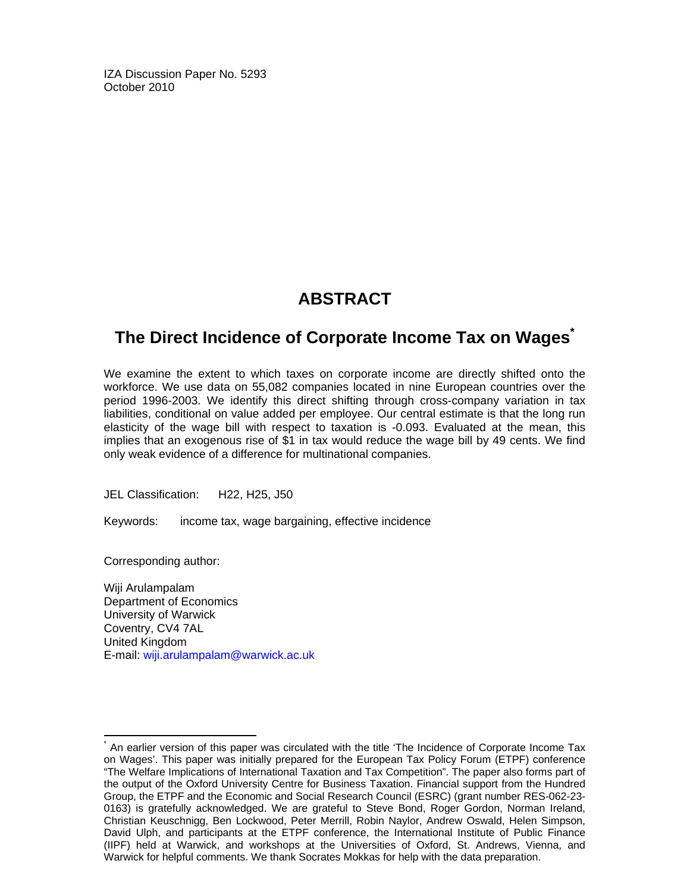IZA Discussion Paper No. 5293
October 2010

# ABSTRACT

## The Direct Incidence of Corporate Income Tax on Wages*

We examine the extent to which taxes on corporate income are directly shifted onto the workforce. We use data on 55,082 companies located in nine European countries over the period 1996-2003. We identify this direct shifting through cross-company variation in tax liabilities, conditional on value added per employee. Our central estimate is that the long run elasticity of the wage bill with respect to taxation is -0.093. Evaluated at the mean, this implies that an exogenous rise of $1 in tax would reduce the wage bill by 49 cents. We find only weak evidence of a difference for multinational companies.

JEL Classification: H22, H25, J50

Keywords: income tax, wage bargaining, effective incidence

Corresponding author:

Wiji Arulampalam
Department of Economics
University of Warwick
Coventry, CV4 7AL
United Kingdom
E-mail: wiji.arulampalam@warwick.ac.uk

---

* An earlier version of this paper was circulated with the title 'The Incidence of Corporate Income Tax on Wages'. This paper was initially prepared for the European Tax Policy Forum (ETPF) conference "The Welfare Implications of International Taxation and Tax Competition". The paper also forms part of the output of the Oxford University Centre for Business Taxation. Financial support from the Hundred Group, the ETPF and the Economic and Social Research Council (ESRC) (grant number RES-062-23-0163) is gratefully acknowledged. We are grateful to Steve Bond, Roger Gordon, Norman Ireland, Christian Keuschnigg, Ben Lockwood, Peter Merrill, Robin Naylor, Andrew Oswald, Helen Simpson, David Ulph, and participants at the ETPF conference, the International Institute of Public Finance (IIPF) held at Warwick, and workshops at the Universities of Oxford, St. Andrews, Vienna, and Warwick for helpful comments. We thank Socrates Mokkas for help with the data preparation.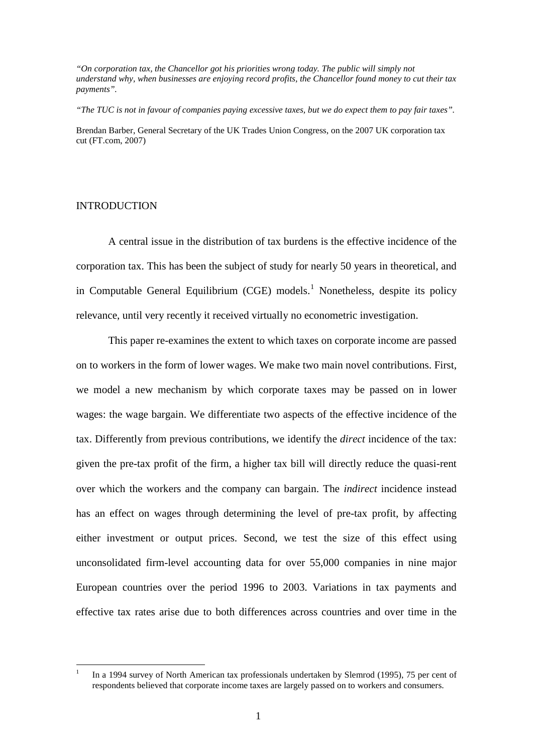*"On corporation tax, the Chancellor got his priorities wrong today. The public will simply not understand why, when businesses are enjoying record profits, the Chancellor found money to cut their tax payments".*

*"The TUC is not in favour of companies paying excessive taxes, but we do expect them to pay fair taxes".*

Brendan Barber, General Secretary of the UK Trades Union Congress, on the 2007 UK corporation tax cut (FT.com, 2007)

## INTRODUCTION

A central issue in the distribution of tax burdens is the effective incidence of the corporation tax. This has been the subject of study for nearly 50 years in theoretical, and in Computable General Equilibrium (CGE) models.[1] Nonetheless, despite its policy relevance, until very recently it received virtually no econometric investigation.

This paper re-examines the extent to which taxes on corporate income are passed on to workers in the form of lower wages. We make two main novel contributions. First, we model a new mechanism by which corporate taxes may be passed on in lower wages: the wage bargain. We differentiate two aspects of the effective incidence of the tax. Differently from previous contributions, we identify the *direct* incidence of the tax: given the pre-tax profit of the firm, a higher tax bill will directly reduce the quasi-rent over which the workers and the company can bargain. The *indirect* incidence instead has an effect on wages through determining the level of pre-tax profit, by affecting either investment or output prices. Second, we test the size of this effect using unconsolidated firm-level accounting data for over 55,000 companies in nine major European countries over the period 1996 to 2003. Variations in tax payments and effective tax rates arise due to both differences across countries and over time in the

[1] In a 1994 survey of North American tax professionals undertaken by Slemrod (1995), 75 per cent of respondents believed that corporate income taxes are largely passed on to workers and consumers.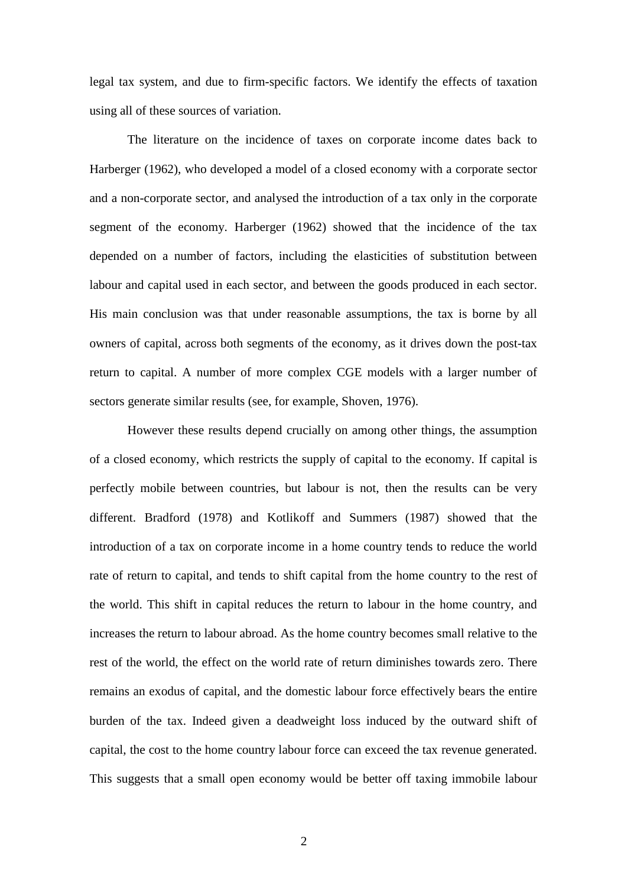legal tax system, and due to firm-specific factors. We identify the effects of taxation using all of these sources of variation.

The literature on the incidence of taxes on corporate income dates back to Harberger (1962), who developed a model of a closed economy with a corporate sector and a non-corporate sector, and analysed the introduction of a tax only in the corporate segment of the economy. Harberger (1962) showed that the incidence of the tax depended on a number of factors, including the elasticities of substitution between labour and capital used in each sector, and between the goods produced in each sector. His main conclusion was that under reasonable assumptions, the tax is borne by all owners of capital, across both segments of the economy, as it drives down the post-tax return to capital. A number of more complex CGE models with a larger number of sectors generate similar results (see, for example, Shoven, 1976).

However these results depend crucially on among other things, the assumption of a closed economy, which restricts the supply of capital to the economy. If capital is perfectly mobile between countries, but labour is not, then the results can be very different. Bradford (1978) and Kotlikoff and Summers (1987) showed that the introduction of a tax on corporate income in a home country tends to reduce the world rate of return to capital, and tends to shift capital from the home country to the rest of the world. This shift in capital reduces the return to labour in the home country, and increases the return to labour abroad. As the home country becomes small relative to the rest of the world, the effect on the world rate of return diminishes towards zero. There remains an exodus of capital, and the domestic labour force effectively bears the entire burden of the tax. Indeed given a deadweight loss induced by the outward shift of capital, the cost to the home country labour force can exceed the tax revenue generated. This suggests that a small open economy would be better off taxing immobile labour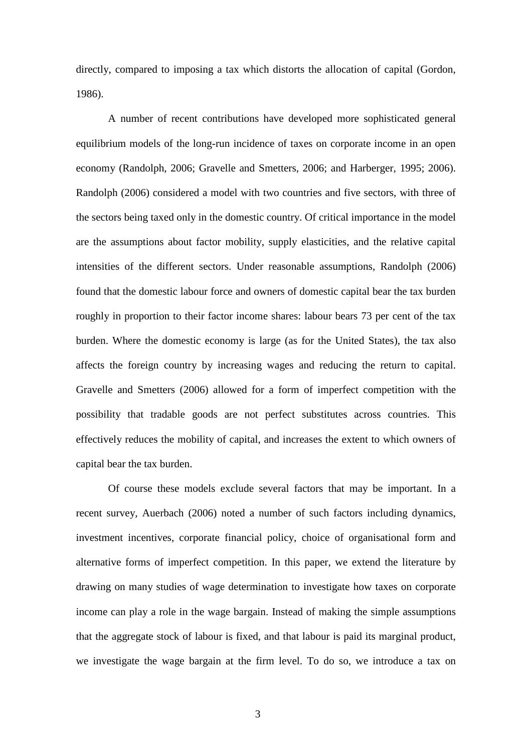directly, compared to imposing a tax which distorts the allocation of capital (Gordon, 1986).

A number of recent contributions have developed more sophisticated general equilibrium models of the long-run incidence of taxes on corporate income in an open economy (Randolph, 2006; Gravelle and Smetters, 2006; and Harberger, 1995; 2006). Randolph (2006) considered a model with two countries and five sectors, with three of the sectors being taxed only in the domestic country. Of critical importance in the model are the assumptions about factor mobility, supply elasticities, and the relative capital intensities of the different sectors. Under reasonable assumptions, Randolph (2006) found that the domestic labour force and owners of domestic capital bear the tax burden roughly in proportion to their factor income shares: labour bears 73 per cent of the tax burden. Where the domestic economy is large (as for the United States), the tax also affects the foreign country by increasing wages and reducing the return to capital. Gravelle and Smetters (2006) allowed for a form of imperfect competition with the possibility that tradable goods are not perfect substitutes across countries. This effectively reduces the mobility of capital, and increases the extent to which owners of capital bear the tax burden.

Of course these models exclude several factors that may be important. In a recent survey, Auerbach (2006) noted a number of such factors including dynamics, investment incentives, corporate financial policy, choice of organisational form and alternative forms of imperfect competition. In this paper, we extend the literature by drawing on many studies of wage determination to investigate how taxes on corporate income can play a role in the wage bargain. Instead of making the simple assumptions that the aggregate stock of labour is fixed, and that labour is paid its marginal product, we investigate the wage bargain at the firm level. To do so, we introduce a tax on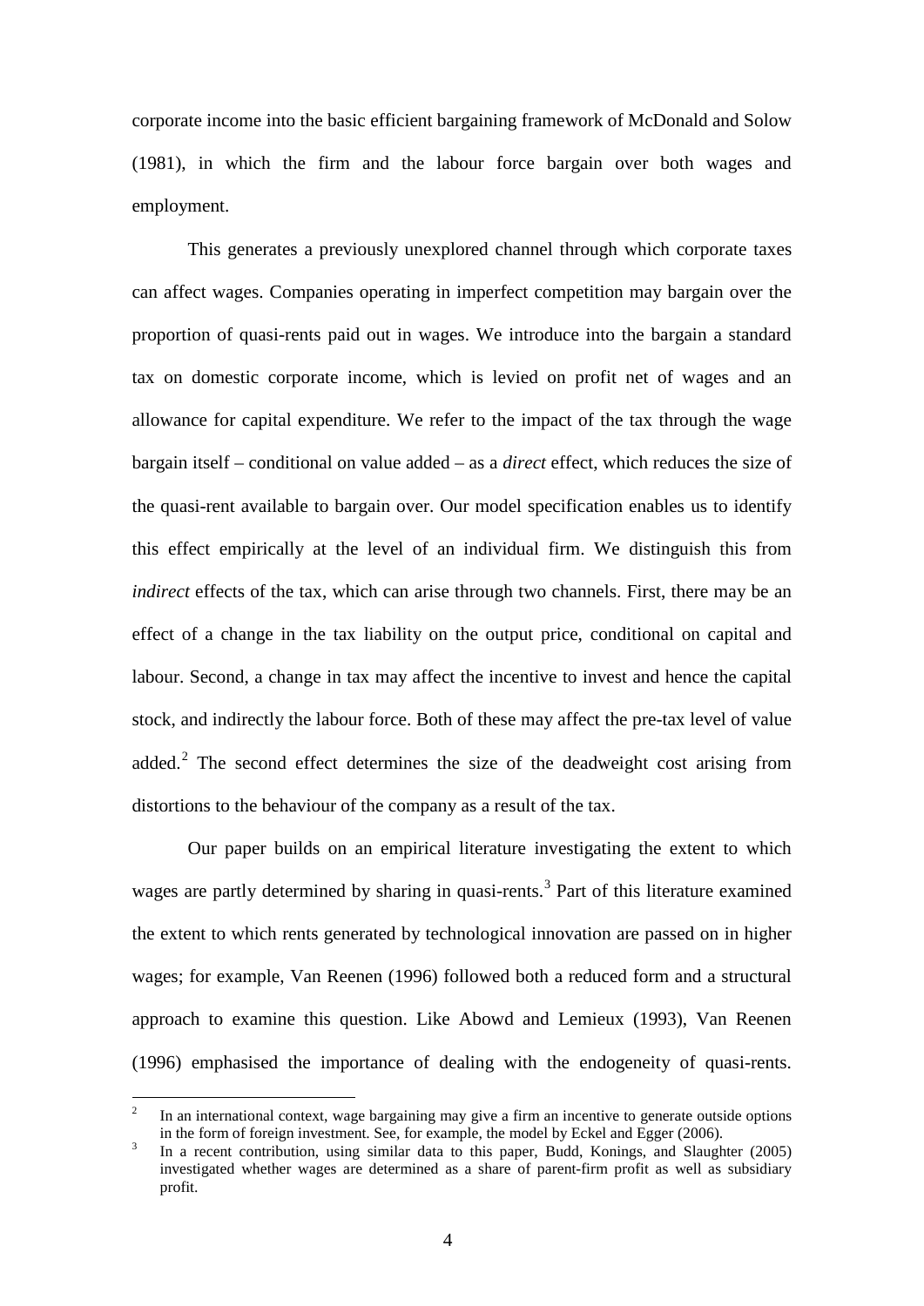corporate income into the basic efficient bargaining framework of McDonald and Solow (1981), in which the firm and the labour force bargain over both wages and employment.

This generates a previously unexplored channel through which corporate taxes can affect wages. Companies operating in imperfect competition may bargain over the proportion of quasi-rents paid out in wages. We introduce into the bargain a standard tax on domestic corporate income, which is levied on profit net of wages and an allowance for capital expenditure. We refer to the impact of the tax through the wage bargain itself – conditional on value added – as a *direct* effect, which reduces the size of the quasi-rent available to bargain over. Our model specification enables us to identify this effect empirically at the level of an individual firm. We distinguish this from *indirect* effects of the tax, which can arise through two channels. First, there may be an effect of a change in the tax liability on the output price, conditional on capital and labour. Second, a change in tax may affect the incentive to invest and hence the capital stock, and indirectly the labour force. Both of these may affect the pre-tax level of value added.[2] The second effect determines the size of the deadweight cost arising from distortions to the behaviour of the company as a result of the tax.

Our paper builds on an empirical literature investigating the extent to which wages are partly determined by sharing in quasi-rents.[3] Part of this literature examined the extent to which rents generated by technological innovation are passed on in higher wages; for example, Van Reenen (1996) followed both a reduced form and a structural approach to examine this question. Like Abowd and Lemieux (1993), Van Reenen (1996) emphasised the importance of dealing with the endogeneity of quasi-rents.

[2] In an international context, wage bargaining may give a firm an incentive to generate outside options in the form of foreign investment. See, for example, the model by Eckel and Egger (2006).

[3] In a recent contribution, using similar data to this paper, Budd, Konings, and Slaughter (2005) investigated whether wages are determined as a share of parent-firm profit as well as subsidiary profit.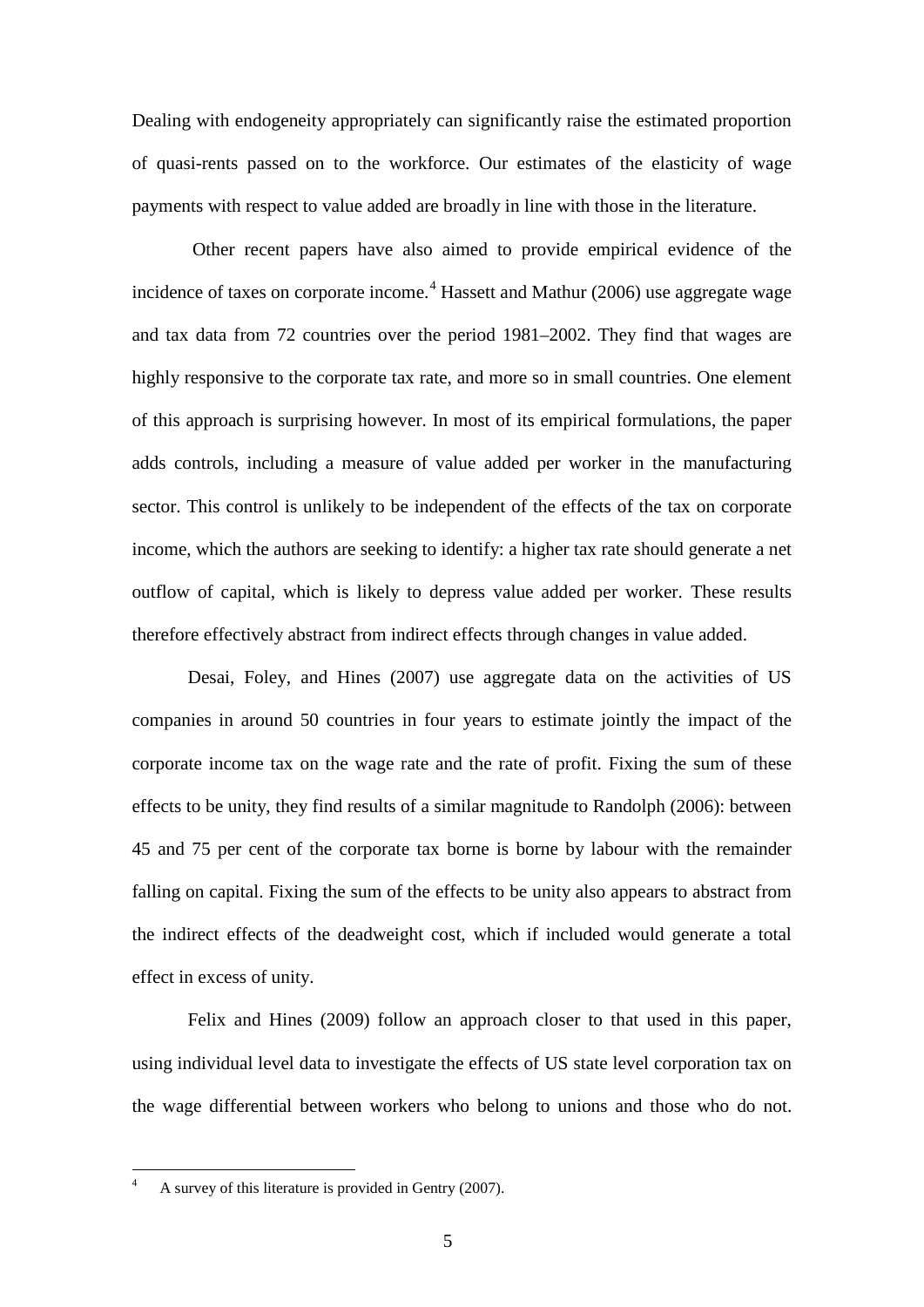Dealing with endogeneity appropriately can significantly raise the estimated proportion of quasi-rents passed on to the workforce. Our estimates of the elasticity of wage payments with respect to value added are broadly in line with those in the literature.

Other recent papers have also aimed to provide empirical evidence of the incidence of taxes on corporate income.[4] Hassett and Mathur (2006) use aggregate wage and tax data from 72 countries over the period 1981–2002. They find that wages are highly responsive to the corporate tax rate, and more so in small countries. One element of this approach is surprising however. In most of its empirical formulations, the paper adds controls, including a measure of value added per worker in the manufacturing sector. This control is unlikely to be independent of the effects of the tax on corporate income, which the authors are seeking to identify: a higher tax rate should generate a net outflow of capital, which is likely to depress value added per worker. These results therefore effectively abstract from indirect effects through changes in value added.

Desai, Foley, and Hines (2007) use aggregate data on the activities of US companies in around 50 countries in four years to estimate jointly the impact of the corporate income tax on the wage rate and the rate of profit. Fixing the sum of these effects to be unity, they find results of a similar magnitude to Randolph (2006): between 45 and 75 per cent of the corporate tax borne is borne by labour with the remainder falling on capital. Fixing the sum of the effects to be unity also appears to abstract from the indirect effects of the deadweight cost, which if included would generate a total effect in excess of unity.

Felix and Hines (2009) follow an approach closer to that used in this paper, using individual level data to investigate the effects of US state level corporation tax on the wage differential between workers who belong to unions and those who do not.

[4] A survey of this literature is provided in Gentry (2007).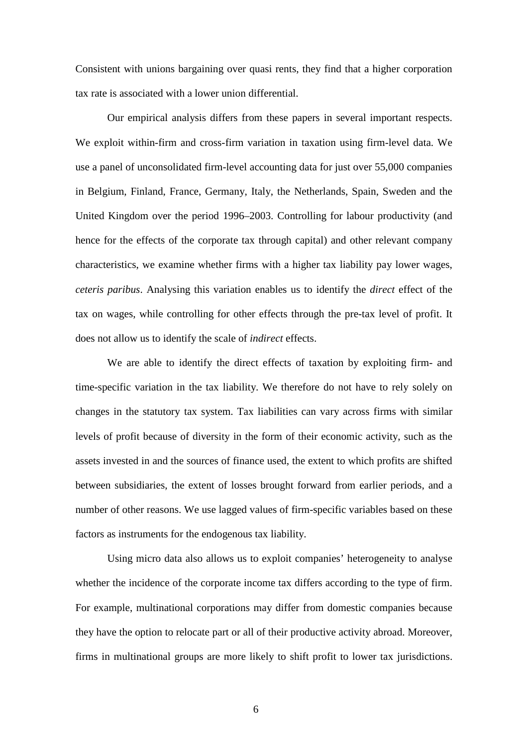Consistent with unions bargaining over quasi rents, they find that a higher corporation tax rate is associated with a lower union differential.

Our empirical analysis differs from these papers in several important respects. We exploit within-firm and cross-firm variation in taxation using firm-level data. We use a panel of unconsolidated firm-level accounting data for just over 55,000 companies in Belgium, Finland, France, Germany, Italy, the Netherlands, Spain, Sweden and the United Kingdom over the period 1996–2003. Controlling for labour productivity (and hence for the effects of the corporate tax through capital) and other relevant company characteristics, we examine whether firms with a higher tax liability pay lower wages, *ceteris paribus*. Analysing this variation enables us to identify the *direct* effect of the tax on wages, while controlling for other effects through the pre-tax level of profit. It does not allow us to identify the scale of *indirect* effects.

We are able to identify the direct effects of taxation by exploiting firm- and time-specific variation in the tax liability. We therefore do not have to rely solely on changes in the statutory tax system. Tax liabilities can vary across firms with similar levels of profit because of diversity in the form of their economic activity, such as the assets invested in and the sources of finance used, the extent to which profits are shifted between subsidiaries, the extent of losses brought forward from earlier periods, and a number of other reasons. We use lagged values of firm-specific variables based on these factors as instruments for the endogenous tax liability.

Using micro data also allows us to exploit companies' heterogeneity to analyse whether the incidence of the corporate income tax differs according to the type of firm. For example, multinational corporations may differ from domestic companies because they have the option to relocate part or all of their productive activity abroad. Moreover, firms in multinational groups are more likely to shift profit to lower tax jurisdictions.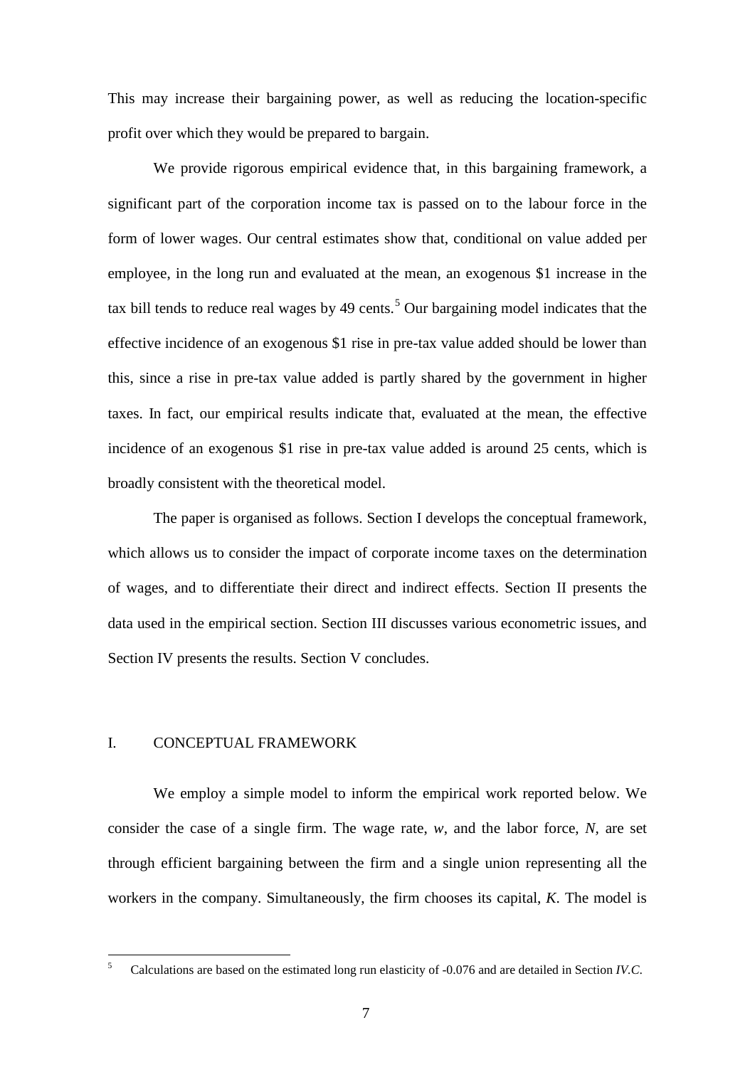This may increase their bargaining power, as well as reducing the location-specific profit over which they would be prepared to bargain.

We provide rigorous empirical evidence that, in this bargaining framework, a significant part of the corporation income tax is passed on to the labour force in the form of lower wages. Our central estimates show that, conditional on value added per employee, in the long run and evaluated at the mean, an exogenous $1 increase in the tax bill tends to reduce real wages by 49 cents.[5] Our bargaining model indicates that the effective incidence of an exogenous $1 rise in pre-tax value added should be lower than this, since a rise in pre-tax value added is partly shared by the government in higher taxes. In fact, our empirical results indicate that, evaluated at the mean, the effective incidence of an exogenous $1 rise in pre-tax value added is around 25 cents, which is broadly consistent with the theoretical model.

The paper is organised as follows. Section I develops the conceptual framework, which allows us to consider the impact of corporate income taxes on the determination of wages, and to differentiate their direct and indirect effects. Section II presents the data used in the empirical section. Section III discusses various econometric issues, and Section IV presents the results. Section V concludes.

## I. CONCEPTUAL FRAMEWORK

We employ a simple model to inform the empirical work reported below. We consider the case of a single firm. The wage rate, $w$, and the labor force, $N$, are set through efficient bargaining between the firm and a single union representing all the workers in the company. Simultaneously, the firm chooses its capital, $K$. The model is

---

[5] Calculations are based on the estimated long run elasticity of -0.076 and are detailed in Section *IV.C*.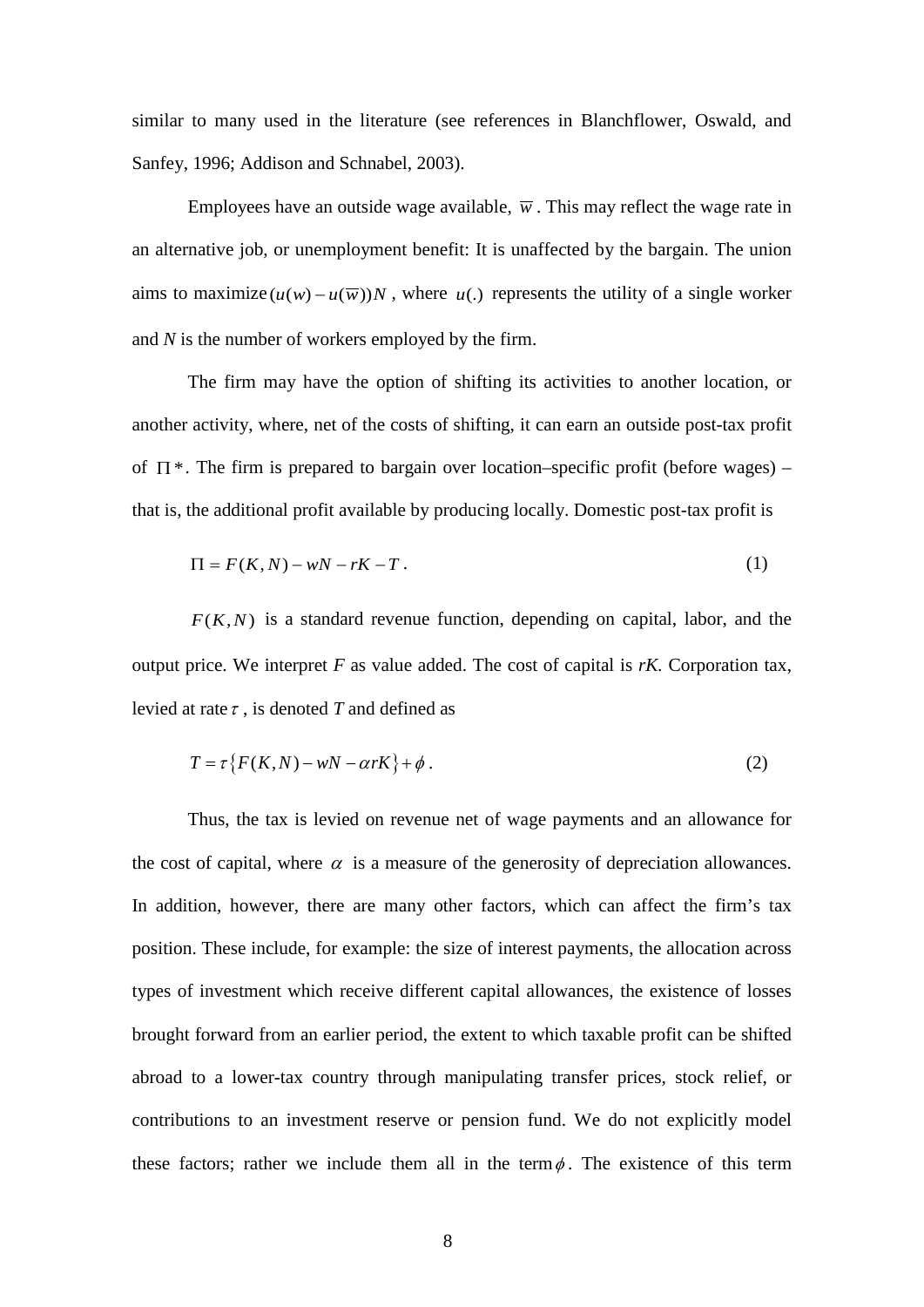similar to many used in the literature (see references in Blanchflower, Oswald, and Sanfey, 1996; Addison and Schnabel, 2003).

Employees have an outside wage available, $\overline{w}$. This may reflect the wage rate in an alternative job, or unemployment benefit: It is unaffected by the bargain. The union aims to maximize $(u(w) - u(\overline{w}))N$, where $u(.)$ represents the utility of a single worker and $N$ is the number of workers employed by the firm.

The firm may have the option of shifting its activities to another location, or another activity, where, net of the costs of shifting, it can earn an outside post-tax profit of $\Pi *$. The firm is prepared to bargain over location–specific profit (before wages) – that is, the additional profit available by producing locally. Domestic post-tax profit is

$$\Pi = F(K,N) - wN - rK - T \, . \tag{1}$$

$F(K,N)$ is a standard revenue function, depending on capital, labor, and the output price. We interpret $F$ as value added. The cost of capital is $rK$. Corporation tax, levied at rate $\tau$, is denoted $T$ and defined as

$$T = \tau\left\{F(K,N) - wN - \alpha rK\right\} + \phi \, . \tag{2}$$

Thus, the tax is levied on revenue net of wage payments and an allowance for the cost of capital, where $\alpha$ is a measure of the generosity of depreciation allowances. In addition, however, there are many other factors, which can affect the firm's tax position. These include, for example: the size of interest payments, the allocation across types of investment which receive different capital allowances, the existence of losses brought forward from an earlier period, the extent to which taxable profit can be shifted abroad to a lower-tax country through manipulating transfer prices, stock relief, or contributions to an investment reserve or pension fund. We do not explicitly model these factors; rather we include them all in the term $\phi$. The existence of this term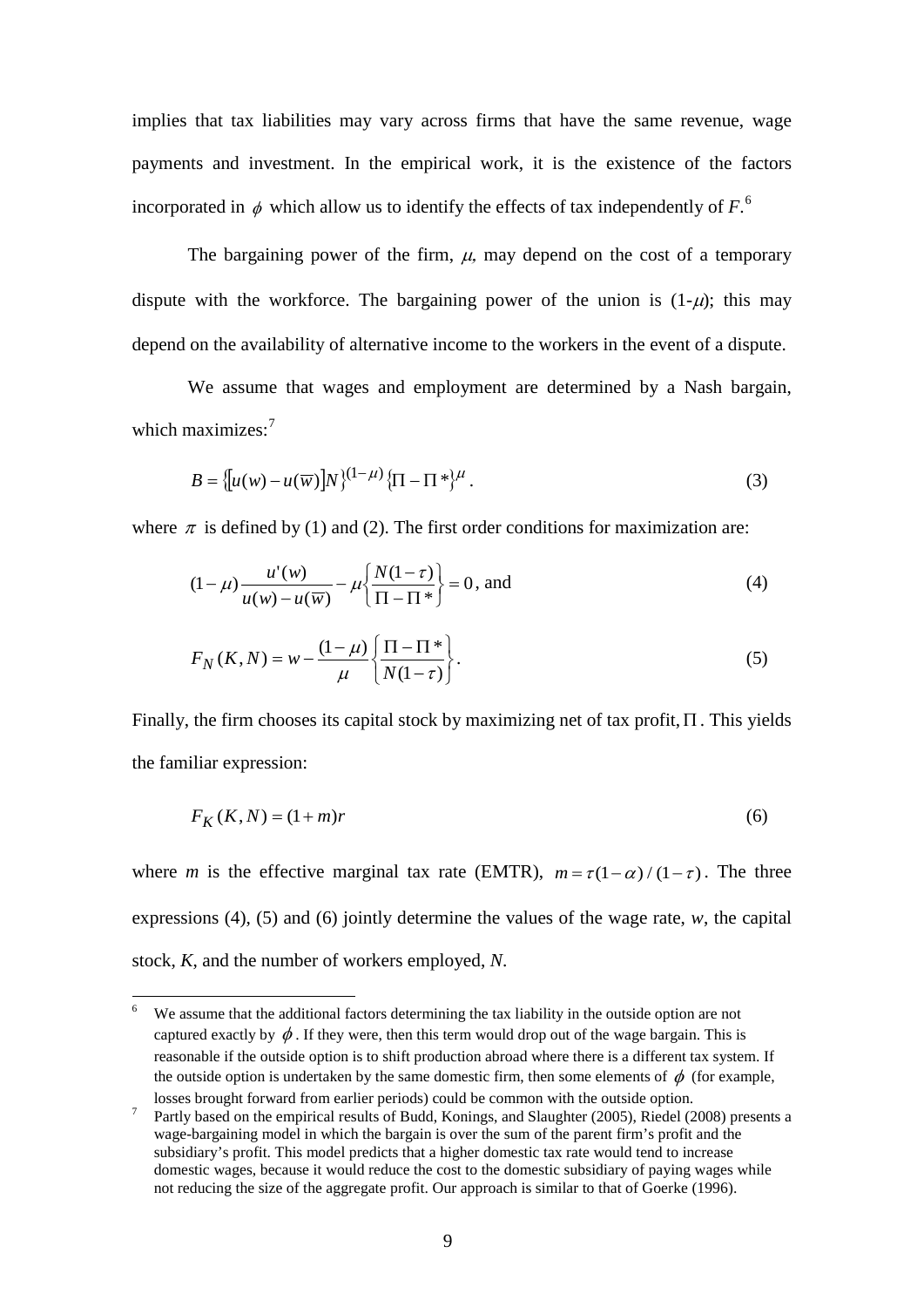implies that tax liabilities may vary across firms that have the same revenue, wage payments and investment. In the empirical work, it is the existence of the factors incorporated in $\phi$ which allow us to identify the effects of tax independently of $F$.[6]

The bargaining power of the firm, $\mu$, may depend on the cost of a temporary dispute with the workforce. The bargaining power of the union is $(1-\mu)$; this may depend on the availability of alternative income to the workers in the event of a dispute.

We assume that wages and employment are determined by a Nash bargain, which maximizes:[7]

$$B = \{[u(w) - u(\overline{w})]N\}^{(1-\mu)}\{\Pi - \Pi^*\}^{\mu}. \tag{3}$$

where $\pi$ is defined by (1) and (2). The first order conditions for maximization are:

$$(1-\mu)\frac{u'(w)}{u(w) - u(\overline{w})} - \mu\left\{\frac{N(1-\tau)}{\Pi - \Pi^*}\right\} = 0, \text{ and} \tag{4}$$

$$F_N(K, N) = w - \frac{(1-\mu)}{\mu}\left\{\frac{\Pi - \Pi^*}{N(1-\tau)}\right\}. \tag{5}$$

Finally, the firm chooses its capital stock by maximizing net of tax profit, $\Pi$. This yields the familiar expression:

$$F_K(K, N) = (1+m)r \tag{6}$$

where $m$ is the effective marginal tax rate (EMTR), $m = \tau(1-\alpha)/(1-\tau)$. The three expressions (4), (5) and (6) jointly determine the values of the wage rate, $w$, the capital stock, $K$, and the number of workers employed, $N$.

---

[6] We assume that the additional factors determining the tax liability in the outside option are not captured exactly by $\phi$. If they were, then this term would drop out of the wage bargain. This is reasonable if the outside option is to shift production abroad where there is a different tax system. If the outside option is undertaken by the same domestic firm, then some elements of $\phi$ (for example, losses brought forward from earlier periods) could be common with the outside option.

[7] Partly based on the empirical results of Budd, Konings, and Slaughter (2005), Riedel (2008) presents a wage-bargaining model in which the bargain is over the sum of the parent firm's profit and the subsidiary's profit. This model predicts that a higher domestic tax rate would tend to increase domestic wages, because it would reduce the cost to the domestic subsidiary of paying wages while not reducing the size of the aggregate profit. Our approach is similar to that of Goerke (1996).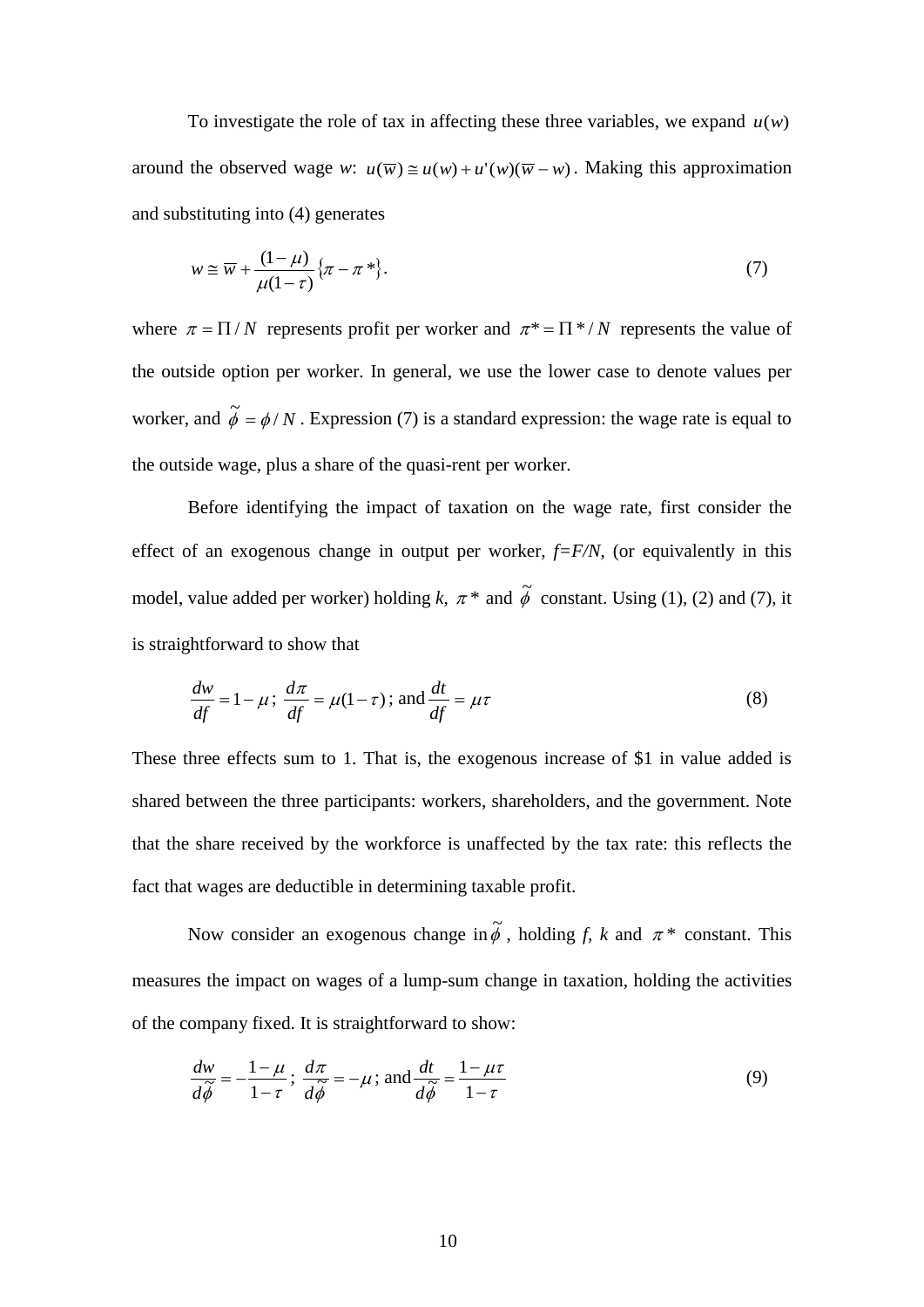To investigate the role of tax in affecting these three variables, we expand $u(w)$ around the observed wage *w*: $u(\overline{w}) \cong u(w) + u'(w)(\overline{w} - w)$. Making this approximation and substituting into (4) generates

$$w \cong \overline{w} + \frac{(1-\mu)}{\mu(1-\tau)}\{\pi - \pi^*\}. \tag{7}$$

where $\pi = \Pi / N$ represents profit per worker and $\pi^* = \Pi^* / N$ represents the value of the outside option per worker. In general, we use the lower case to denote values per worker, and $\tilde{\phi} = \phi / N$. Expression (7) is a standard expression: the wage rate is equal to the outside wage, plus a share of the quasi-rent per worker.

Before identifying the impact of taxation on the wage rate, first consider the effect of an exogenous change in output per worker, $f=F/N$, (or equivalently in this model, value added per worker) holding $k$, $\pi^*$ and $\tilde{\phi}$ constant. Using (1), (2) and (7), it is straightforward to show that

$$\frac{dw}{df} = 1 - \mu;\ \frac{d\pi}{df} = \mu(1-\tau);\ \text{and}\ \frac{dt}{df} = \mu\tau \tag{8}$$

These three effects sum to 1. That is, the exogenous increase of \$1 in value added is shared between the three participants: workers, shareholders, and the government. Note that the share received by the workforce is unaffected by the tax rate: this reflects the fact that wages are deductible in determining taxable profit.

Now consider an exogenous change in $\tilde{\phi}$, holding $f$, $k$ and $\pi^*$ constant. This measures the impact on wages of a lump-sum change in taxation, holding the activities of the company fixed. It is straightforward to show:

$$\frac{dw}{d\tilde{\phi}} = -\frac{1-\mu}{1-\tau};\ \frac{d\pi}{d\tilde{\phi}} = -\mu;\ \text{and}\ \frac{dt}{d\tilde{\phi}} = \frac{1-\mu\tau}{1-\tau} \tag{9}$$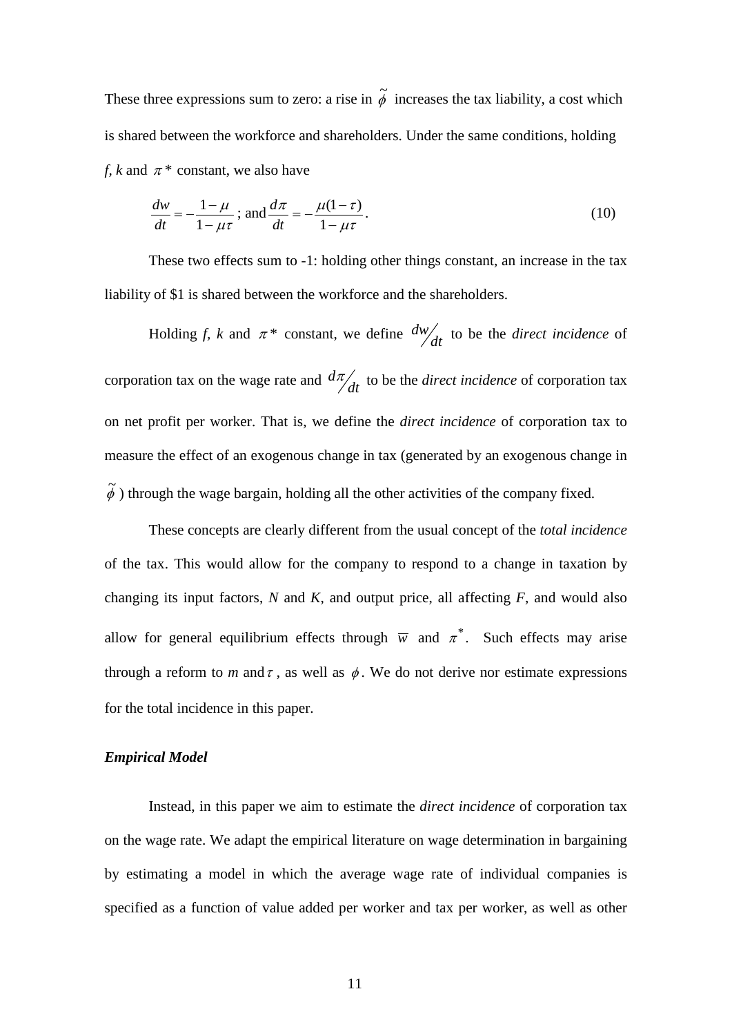These three expressions sum to zero: a rise in $\tilde{\phi}$ increases the tax liability, a cost which is shared between the workforce and shareholders. Under the same conditions, holding $f$, $k$ and $\pi^*$ constant, we also have

$$\frac{dw}{dt} = -\frac{1-\mu}{1-\mu\tau} \text{; and } \frac{d\pi}{dt} = -\frac{\mu(1-\tau)}{1-\mu\tau}. \tag{10}$$

These two effects sum to -1: holding other things constant, an increase in the tax liability of \$1 is shared between the workforce and the shareholders.

Holding $f$, $k$ and $\pi^*$ constant, we define $dw/dt$ to be the *direct incidence* of corporation tax on the wage rate and $d\pi/dt$ to be the *direct incidence* of corporation tax on net profit per worker. That is, we define the *direct incidence* of corporation tax to measure the effect of an exogenous change in tax (generated by an exogenous change in $\tilde{\phi}$) through the wage bargain, holding all the other activities of the company fixed.

These concepts are clearly different from the usual concept of the *total incidence* of the tax. This would allow for the company to respond to a change in taxation by changing its input factors, $N$ and $K$, and output price, all affecting $F$, and would also allow for general equilibrium effects through $\overline{w}$ and $\pi^*$. Such effects may arise through a reform to $m$ and $\tau$, as well as $\phi$. We do not derive nor estimate expressions for the total incidence in this paper.

### *Empirical Model*

Instead, in this paper we aim to estimate the *direct incidence* of corporation tax on the wage rate. We adapt the empirical literature on wage determination in bargaining by estimating a model in which the average wage rate of individual companies is specified as a function of value added per worker and tax per worker, as well as other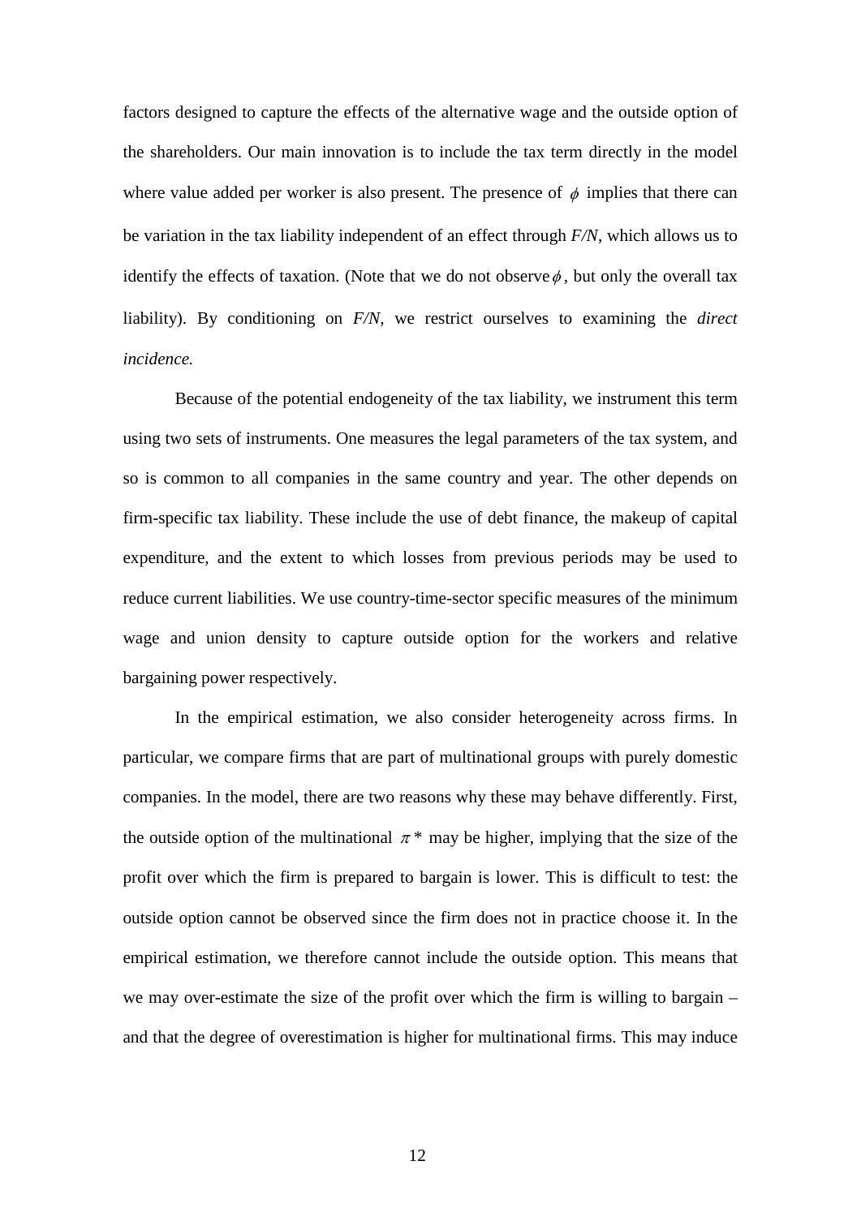factors designed to capture the effects of the alternative wage and the outside option of the shareholders. Our main innovation is to include the tax term directly in the model where value added per worker is also present. The presence of $\phi$ implies that there can be variation in the tax liability independent of an effect through *F/N*, which allows us to identify the effects of taxation. (Note that we do not observe $\phi$, but only the overall tax liability). By conditioning on *F/N*, we restrict ourselves to examining the *direct incidence.*

Because of the potential endogeneity of the tax liability, we instrument this term using two sets of instruments. One measures the legal parameters of the tax system, and so is common to all companies in the same country and year. The other depends on firm-specific tax liability. These include the use of debt finance, the makeup of capital expenditure, and the extent to which losses from previous periods may be used to reduce current liabilities. We use country-time-sector specific measures of the minimum wage and union density to capture outside option for the workers and relative bargaining power respectively.

In the empirical estimation, we also consider heterogeneity across firms. In particular, we compare firms that are part of multinational groups with purely domestic companies. In the model, there are two reasons why these may behave differently. First, the outside option of the multinational $\pi^*$ may be higher, implying that the size of the profit over which the firm is prepared to bargain is lower. This is difficult to test: the outside option cannot be observed since the firm does not in practice choose it. In the empirical estimation, we therefore cannot include the outside option. This means that we may over-estimate the size of the profit over which the firm is willing to bargain – and that the degree of overestimation is higher for multinational firms. This may induce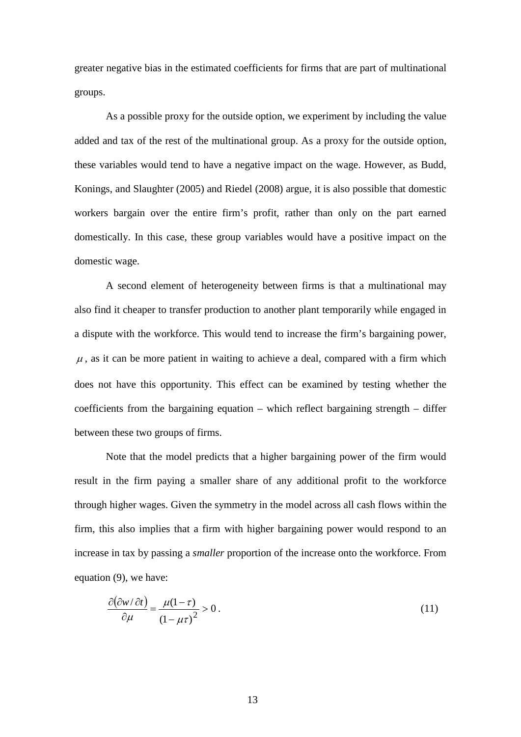greater negative bias in the estimated coefficients for firms that are part of multinational groups.

As a possible proxy for the outside option, we experiment by including the value added and tax of the rest of the multinational group. As a proxy for the outside option, these variables would tend to have a negative impact on the wage. However, as Budd, Konings, and Slaughter (2005) and Riedel (2008) argue, it is also possible that domestic workers bargain over the entire firm's profit, rather than only on the part earned domestically. In this case, these group variables would have a positive impact on the domestic wage.

A second element of heterogeneity between firms is that a multinational may also find it cheaper to transfer production to another plant temporarily while engaged in a dispute with the workforce. This would tend to increase the firm's bargaining power, $\mu$, as it can be more patient in waiting to achieve a deal, compared with a firm which does not have this opportunity. This effect can be examined by testing whether the coefficients from the bargaining equation – which reflect bargaining strength – differ between these two groups of firms.

Note that the model predicts that a higher bargaining power of the firm would result in the firm paying a smaller share of any additional profit to the workforce through higher wages. Given the symmetry in the model across all cash flows within the firm, this also implies that a firm with higher bargaining power would respond to an increase in tax by passing a *smaller* proportion of the increase onto the workforce. From equation (9), we have:

$$\frac{\partial(\partial w / \partial t)}{\partial \mu} = \frac{\mu(1-\tau)}{(1-\mu\tau)^2} > 0 \,. \tag{11}$$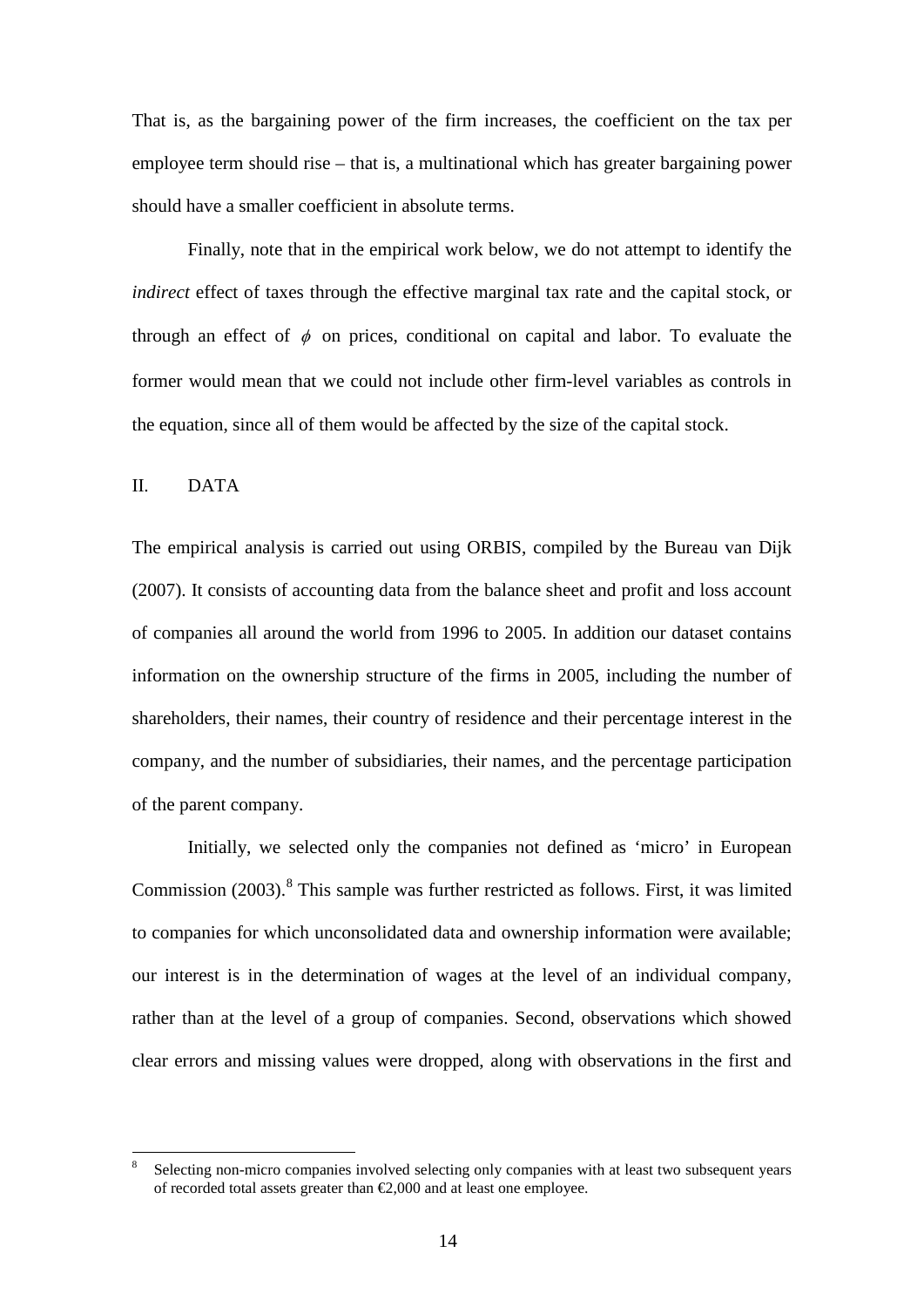That is, as the bargaining power of the firm increases, the coefficient on the tax per employee term should rise – that is, a multinational which has greater bargaining power should have a smaller coefficient in absolute terms.

Finally, note that in the empirical work below, we do not attempt to identify the *indirect* effect of taxes through the effective marginal tax rate and the capital stock, or through an effect of $\phi$ on prices, conditional on capital and labor. To evaluate the former would mean that we could not include other firm-level variables as controls in the equation, since all of them would be affected by the size of the capital stock.

## II. DATA

The empirical analysis is carried out using ORBIS, compiled by the Bureau van Dijk (2007). It consists of accounting data from the balance sheet and profit and loss account of companies all around the world from 1996 to 2005. In addition our dataset contains information on the ownership structure of the firms in 2005, including the number of shareholders, their names, their country of residence and their percentage interest in the company, and the number of subsidiaries, their names, and the percentage participation of the parent company.

Initially, we selected only the companies not defined as 'micro' in European Commission (2003).[8] This sample was further restricted as follows. First, it was limited to companies for which unconsolidated data and ownership information were available; our interest is in the determination of wages at the level of an individual company, rather than at the level of a group of companies. Second, observations which showed clear errors and missing values were dropped, along with observations in the first and

[8] Selecting non-micro companies involved selecting only companies with at least two subsequent years of recorded total assets greater than €2,000 and at least one employee.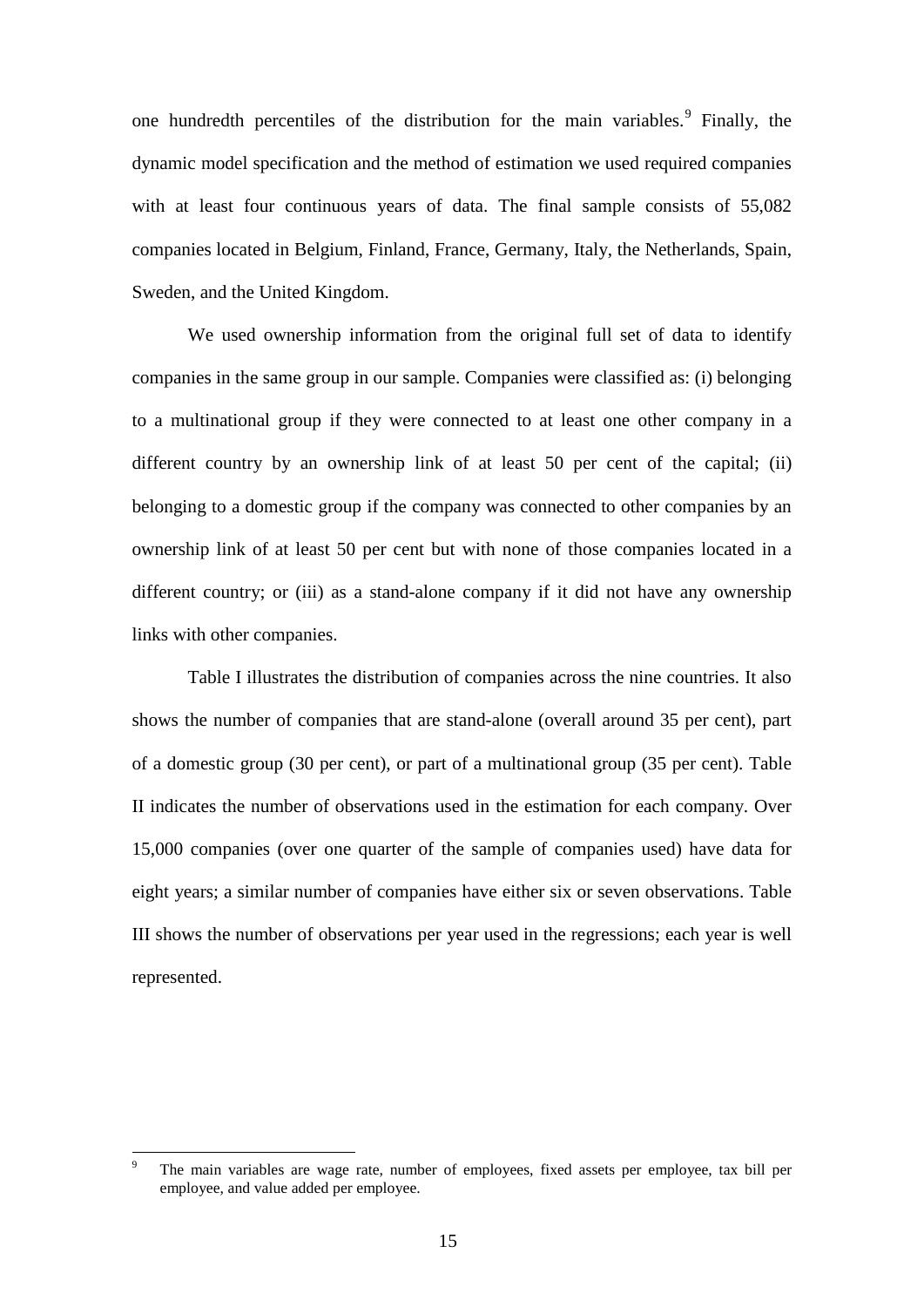one hundredth percentiles of the distribution for the main variables.[9] Finally, the dynamic model specification and the method of estimation we used required companies with at least four continuous years of data. The final sample consists of 55,082 companies located in Belgium, Finland, France, Germany, Italy, the Netherlands, Spain, Sweden, and the United Kingdom.

We used ownership information from the original full set of data to identify companies in the same group in our sample. Companies were classified as: (i) belonging to a multinational group if they were connected to at least one other company in a different country by an ownership link of at least 50 per cent of the capital; (ii) belonging to a domestic group if the company was connected to other companies by an ownership link of at least 50 per cent but with none of those companies located in a different country; or (iii) as a stand-alone company if it did not have any ownership links with other companies.

Table I illustrates the distribution of companies across the nine countries. It also shows the number of companies that are stand-alone (overall around 35 per cent), part of a domestic group (30 per cent), or part of a multinational group (35 per cent). Table II indicates the number of observations used in the estimation for each company. Over 15,000 companies (over one quarter of the sample of companies used) have data for eight years; a similar number of companies have either six or seven observations. Table III shows the number of observations per year used in the regressions; each year is well represented.

[9] The main variables are wage rate, number of employees, fixed assets per employee, tax bill per employee, and value added per employee.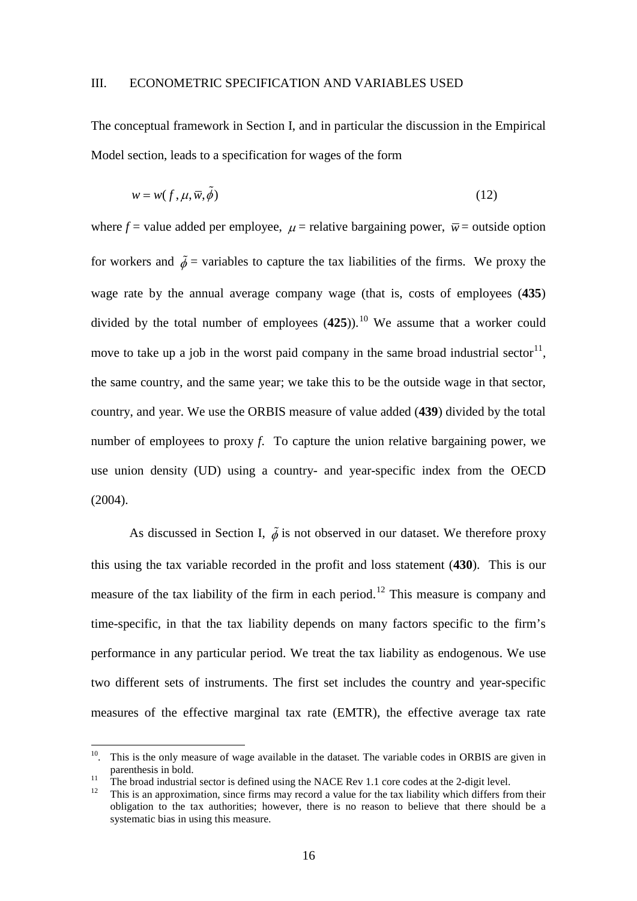## III. ECONOMETRIC SPECIFICATION AND VARIABLES USED

The conceptual framework in Section I, and in particular the discussion in the Empirical Model section, leads to a specification for wages of the form

$$w = w(f, \mu, \overline{w}, \tilde{\phi}) \tag{12}$$

where $f$ = value added per employee, $\mu$ = relative bargaining power, $\overline{w}$ = outside option for workers and $\tilde{\phi}$ = variables to capture the tax liabilities of the firms. We proxy the wage rate by the annual average company wage (that is, costs of employees (**435**) divided by the total number of employees (**425**)).[10] We assume that a worker could move to take up a job in the worst paid company in the same broad industrial sector[11], the same country, and the same year; we take this to be the outside wage in that sector, country, and year. We use the ORBIS measure of value added (**439**) divided by the total number of employees to proxy *f*. To capture the union relative bargaining power, we use union density (UD) using a country- and year-specific index from the OECD (2004).

As discussed in Section I, $\tilde{\phi}$ is not observed in our dataset. We therefore proxy this using the tax variable recorded in the profit and loss statement (**430**). This is our measure of the tax liability of the firm in each period.[12] This measure is company and time-specific, in that the tax liability depends on many factors specific to the firm's performance in any particular period. We treat the tax liability as endogenous. We use two different sets of instruments. The first set includes the country and year-specific measures of the effective marginal tax rate (EMTR), the effective average tax rate

---

[10]. This is the only measure of wage available in the dataset. The variable codes in ORBIS are given in parenthesis in bold.

[11] The broad industrial sector is defined using the NACE Rev 1.1 core codes at the 2-digit level.

[12] This is an approximation, since firms may record a value for the tax liability which differs from their obligation to the tax authorities; however, there is no reason to believe that there should be a systematic bias in using this measure.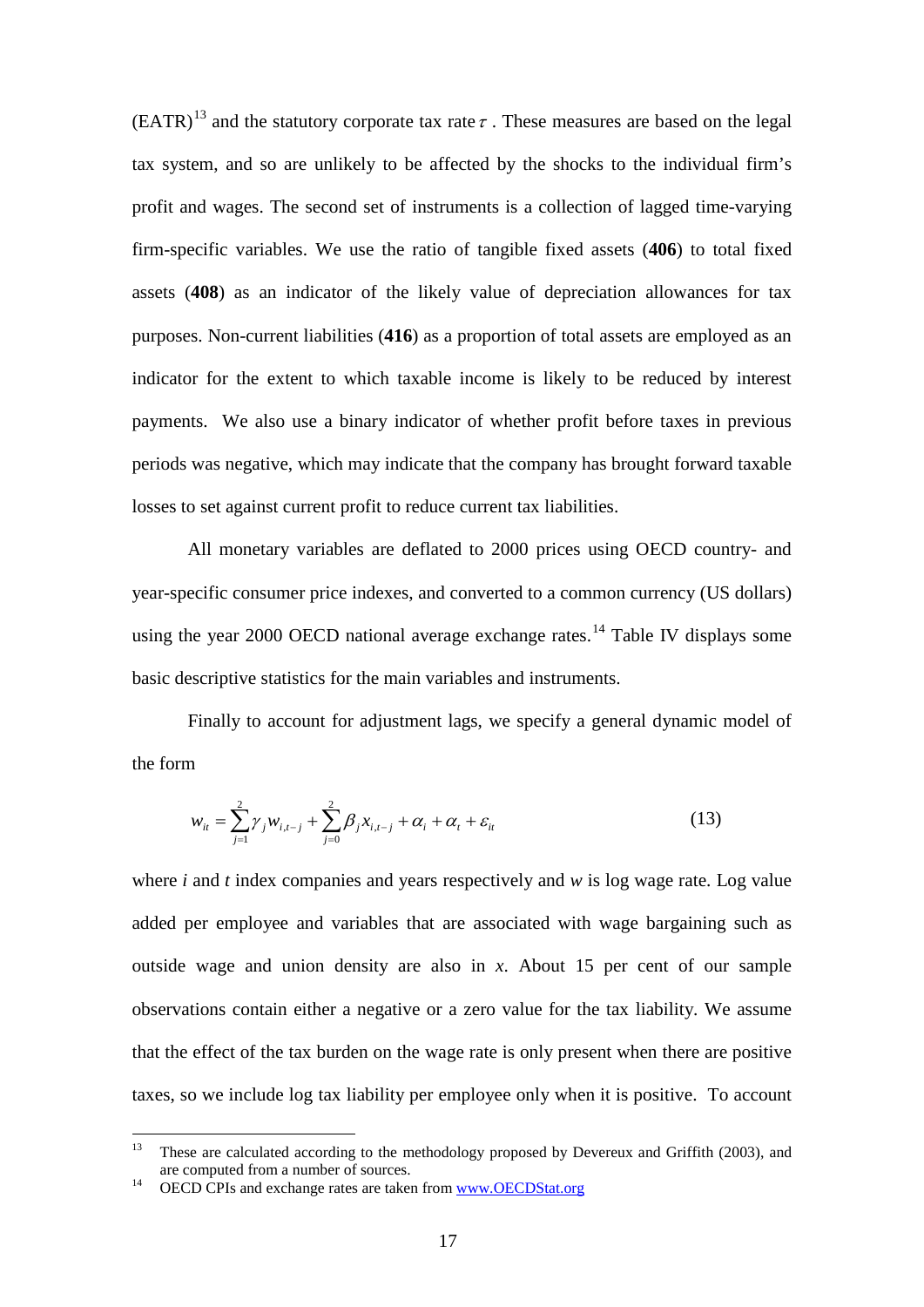(EATR)[13] and the statutory corporate tax rate $\tau$ . These measures are based on the legal tax system, and so are unlikely to be affected by the shocks to the individual firm's profit and wages. The second set of instruments is a collection of lagged time-varying firm-specific variables. We use the ratio of tangible fixed assets (**406**) to total fixed assets (**408**) as an indicator of the likely value of depreciation allowances for tax purposes. Non-current liabilities (**416**) as a proportion of total assets are employed as an indicator for the extent to which taxable income is likely to be reduced by interest payments. We also use a binary indicator of whether profit before taxes in previous periods was negative, which may indicate that the company has brought forward taxable losses to set against current profit to reduce current tax liabilities.

All monetary variables are deflated to 2000 prices using OECD country- and year-specific consumer price indexes, and converted to a common currency (US dollars) using the year 2000 OECD national average exchange rates.[14] Table IV displays some basic descriptive statistics for the main variables and instruments.

Finally to account for adjustment lags, we specify a general dynamic model of the form

$$w_{it} = \sum_{j=1}^{2} \gamma_j w_{i,t-j} + \sum_{j=0}^{2} \beta_j x_{i,t-j} + \alpha_i + \alpha_t + \varepsilon_{it} \tag{13}$$

where *i* and *t* index companies and years respectively and *w* is log wage rate. Log value added per employee and variables that are associated with wage bargaining such as outside wage and union density are also in *x*. About 15 per cent of our sample observations contain either a negative or a zero value for the tax liability. We assume that the effect of the tax burden on the wage rate is only present when there are positive taxes, so we include log tax liability per employee only when it is positive. To account

---

[13] These are calculated according to the methodology proposed by Devereux and Griffith (2003), and are computed from a number of sources.

[14] OECD CPIs and exchange rates are taken from www.OECDStat.org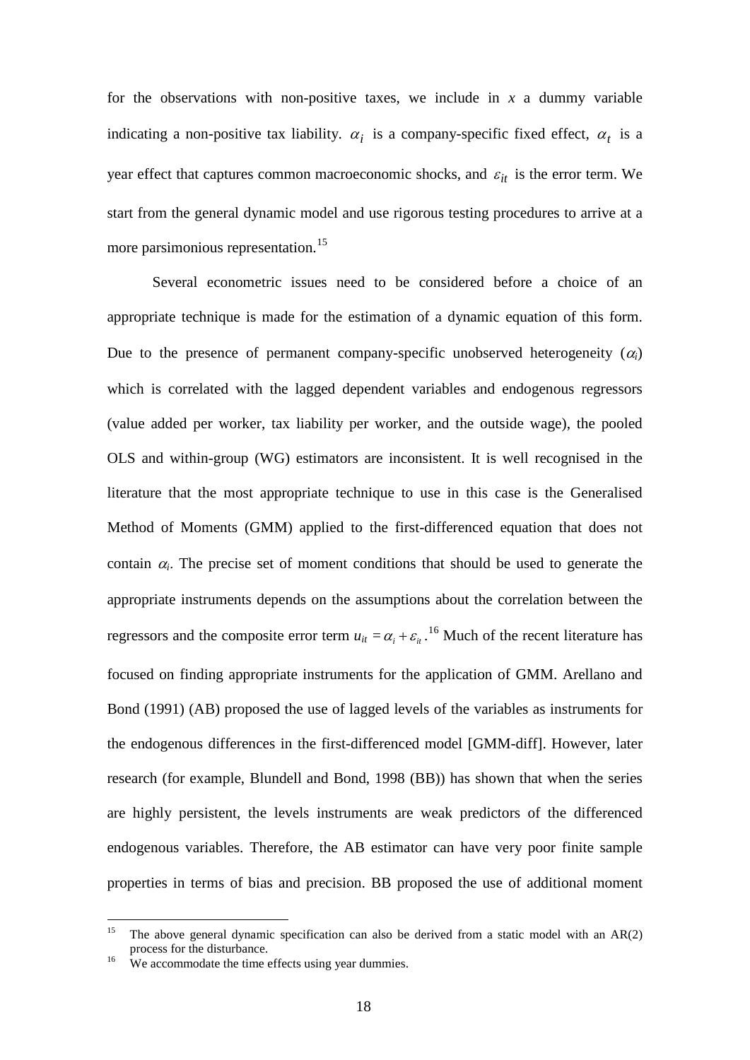for the observations with non-positive taxes, we include in $x$ a dummy variable indicating a non-positive tax liability. $\alpha_i$ is a company-specific fixed effect, $\alpha_t$ is a year effect that captures common macroeconomic shocks, and $\varepsilon_{it}$ is the error term. We start from the general dynamic model and use rigorous testing procedures to arrive at a more parsimonious representation.[15]

Several econometric issues need to be considered before a choice of an appropriate technique is made for the estimation of a dynamic equation of this form. Due to the presence of permanent company-specific unobserved heterogeneity ($\alpha_i$) which is correlated with the lagged dependent variables and endogenous regressors (value added per worker, tax liability per worker, and the outside wage), the pooled OLS and within-group (WG) estimators are inconsistent. It is well recognised in the literature that the most appropriate technique to use in this case is the Generalised Method of Moments (GMM) applied to the first-differenced equation that does not contain $\alpha_i$. The precise set of moment conditions that should be used to generate the appropriate instruments depends on the assumptions about the correlation between the regressors and the composite error term $u_{it} = \alpha_i + \varepsilon_{it}$.[16] Much of the recent literature has focused on finding appropriate instruments for the application of GMM. Arellano and Bond (1991) (AB) proposed the use of lagged levels of the variables as instruments for the endogenous differences in the first-differenced model [GMM-diff]. However, later research (for example, Blundell and Bond, 1998 (BB)) has shown that when the series are highly persistent, the levels instruments are weak predictors of the differenced endogenous variables. Therefore, the AB estimator can have very poor finite sample properties in terms of bias and precision. BB proposed the use of additional moment

---

[15] The above general dynamic specification can also be derived from a static model with an AR(2) process for the disturbance.

[16] We accommodate the time effects using year dummies.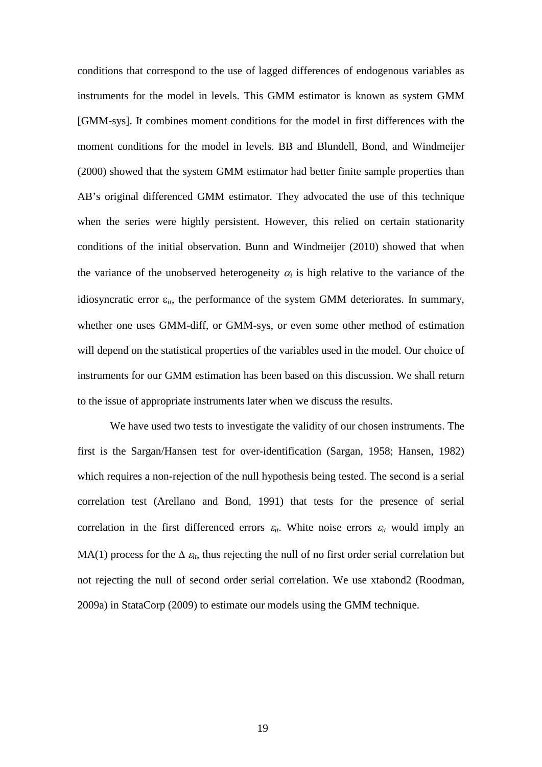conditions that correspond to the use of lagged differences of endogenous variables as instruments for the model in levels. This GMM estimator is known as system GMM [GMM-sys]. It combines moment conditions for the model in first differences with the moment conditions for the model in levels. BB and Blundell, Bond, and Windmeijer (2000) showed that the system GMM estimator had better finite sample properties than AB's original differenced GMM estimator. They advocated the use of this technique when the series were highly persistent. However, this relied on certain stationarity conditions of the initial observation. Bunn and Windmeijer (2010) showed that when the variance of the unobserved heterogeneity $\alpha_i$ is high relative to the variance of the idiosyncratic error $\varepsilon_{it}$, the performance of the system GMM deteriorates. In summary, whether one uses GMM-diff, or GMM-sys, or even some other method of estimation will depend on the statistical properties of the variables used in the model. Our choice of instruments for our GMM estimation has been based on this discussion. We shall return to the issue of appropriate instruments later when we discuss the results.

We have used two tests to investigate the validity of our chosen instruments. The first is the Sargan/Hansen test for over-identification (Sargan, 1958; Hansen, 1982) which requires a non-rejection of the null hypothesis being tested. The second is a serial correlation test (Arellano and Bond, 1991) that tests for the presence of serial correlation in the first differenced errors $\varepsilon_{it}$. White noise errors $\varepsilon_{it}$ would imply an MA(1) process for the $\Delta\, \varepsilon_{it}$, thus rejecting the null of no first order serial correlation but not rejecting the null of second order serial correlation. We use xtabond2 (Roodman, 2009a) in StataCorp (2009) to estimate our models using the GMM technique.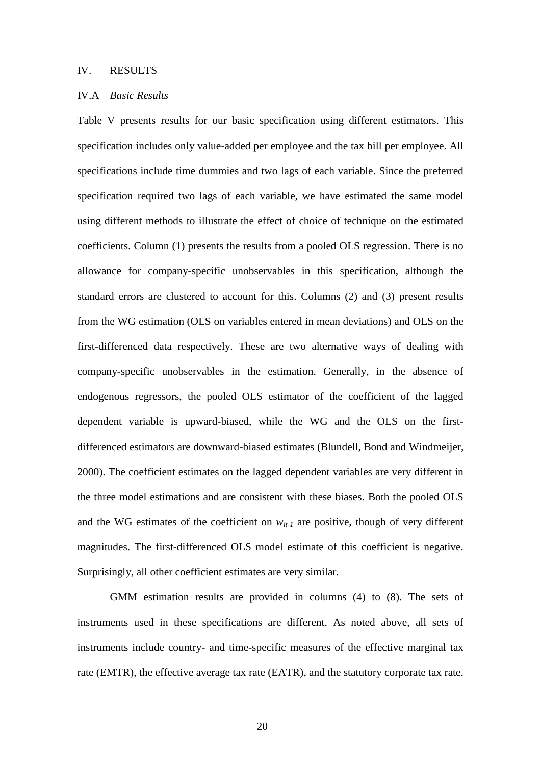## IV. RESULTS

### IV.A *Basic Results*

Table V presents results for our basic specification using different estimators. This specification includes only value-added per employee and the tax bill per employee. All specifications include time dummies and two lags of each variable. Since the preferred specification required two lags of each variable, we have estimated the same model using different methods to illustrate the effect of choice of technique on the estimated coefficients. Column (1) presents the results from a pooled OLS regression. There is no allowance for company-specific unobservables in this specification, although the standard errors are clustered to account for this. Columns (2) and (3) present results from the WG estimation (OLS on variables entered in mean deviations) and OLS on the first-differenced data respectively. These are two alternative ways of dealing with company-specific unobservables in the estimation. Generally, in the absence of endogenous regressors, the pooled OLS estimator of the coefficient of the lagged dependent variable is upward-biased, while the WG and the OLS on the first-differenced estimators are downward-biased estimates (Blundell, Bond and Windmeijer, 2000). The coefficient estimates on the lagged dependent variables are very different in the three model estimations and are consistent with these biases. Both the pooled OLS and the WG estimates of the coefficient on $w_{it-1}$ are positive, though of very different magnitudes. The first-differenced OLS model estimate of this coefficient is negative. Surprisingly, all other coefficient estimates are very similar.

GMM estimation results are provided in columns (4) to (8). The sets of instruments used in these specifications are different. As noted above, all sets of instruments include country- and time-specific measures of the effective marginal tax rate (EMTR), the effective average tax rate (EATR), and the statutory corporate tax rate.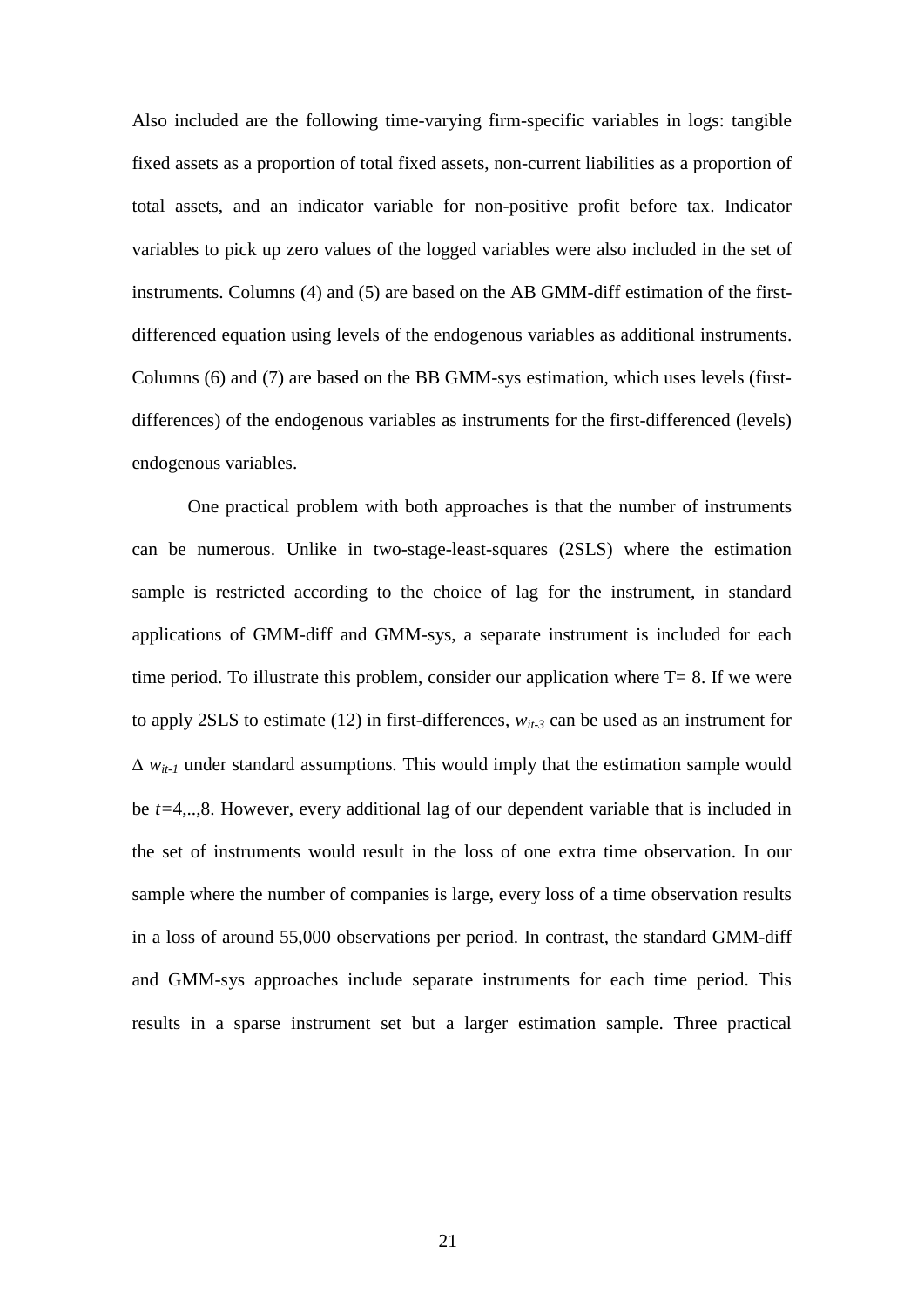Also included are the following time-varying firm-specific variables in logs: tangible fixed assets as a proportion of total fixed assets, non-current liabilities as a proportion of total assets, and an indicator variable for non-positive profit before tax. Indicator variables to pick up zero values of the logged variables were also included in the set of instruments. Columns (4) and (5) are based on the AB GMM-diff estimation of the first-differenced equation using levels of the endogenous variables as additional instruments. Columns (6) and (7) are based on the BB GMM-sys estimation, which uses levels (first-differences) of the endogenous variables as instruments for the first-differenced (levels) endogenous variables.

One practical problem with both approaches is that the number of instruments can be numerous. Unlike in two-stage-least-squares (2SLS) where the estimation sample is restricted according to the choice of lag for the instrument, in standard applications of GMM-diff and GMM-sys, a separate instrument is included for each time period. To illustrate this problem, consider our application where T= 8. If we were to apply 2SLS to estimate (12) in first-differences, $w_{it-3}$ can be used as an instrument for $\Delta\, w_{it-1}$ under standard assumptions. This would imply that the estimation sample would be $t$=4,..,8. However, every additional lag of our dependent variable that is included in the set of instruments would result in the loss of one extra time observation. In our sample where the number of companies is large, every loss of a time observation results in a loss of around 55,000 observations per period. In contrast, the standard GMM-diff and GMM-sys approaches include separate instruments for each time period. This results in a sparse instrument set but a larger estimation sample. Three practical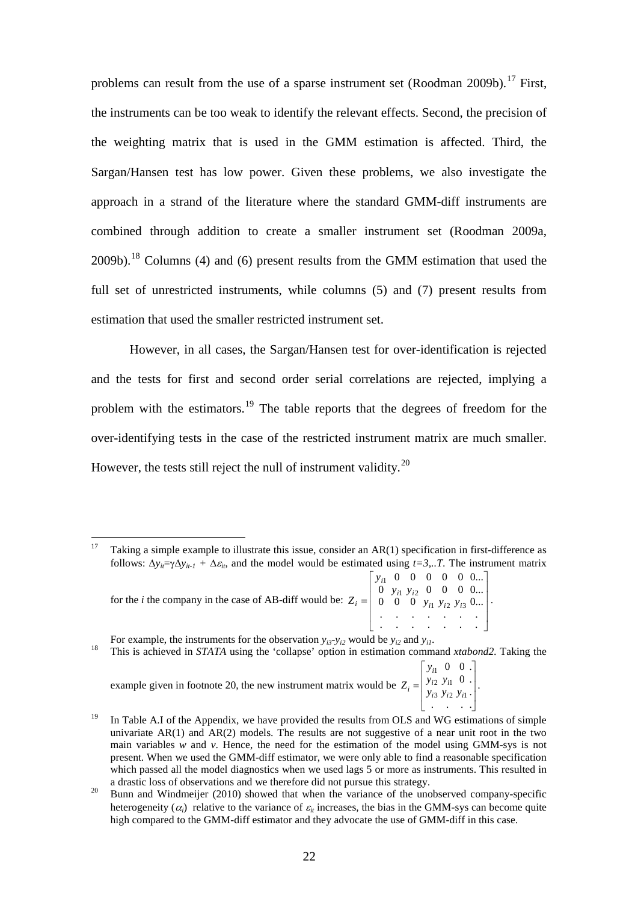problems can result from the use of a sparse instrument set (Roodman 2009b).[17] First, the instruments can be too weak to identify the relevant effects. Second, the precision of the weighting matrix that is used in the GMM estimation is affected. Third, the Sargan/Hansen test has low power. Given these problems, we also investigate the approach in a strand of the literature where the standard GMM-diff instruments are combined through addition to create a smaller instrument set (Roodman 2009a, 2009b).[18] Columns (4) and (6) present results from the GMM estimation that used the full set of unrestricted instruments, while columns (5) and (7) present results from estimation that used the smaller restricted instrument set.

However, in all cases, the Sargan/Hansen test for over-identification is rejected and the tests for first and second order serial correlations are rejected, implying a problem with the estimators.[19] The table reports that the degrees of freedom for the over-identifying tests in the case of the restricted instrument matrix are much smaller. However, the tests still reject the null of instrument validity.[20]

---

[17] Taking a simple example to illustrate this issue, consider an AR(1) specification in first-difference as follows: $\Delta y_{it}=\gamma\Delta y_{it-1} + \Delta\varepsilon_{it}$, and the model would be estimated using $t=3,..T$. The instrument matrix for the $i$ the company in the case of AB-diff would be: $Z_i = \begin{bmatrix} y_{i1} & 0 & 0 & 0 & 0 & 0 & 0... \\ 0 & y_{i1} & y_{i2} & 0 & 0 & 0 & 0... \\ 0 & 0 & 0 & y_{i1} & y_{i2} & y_{i3} & 0... \\ . & . & . & . & . & . & . \\ . & . & . & . & . & . & . \end{bmatrix}$.
For example, the instruments for the observation $y_{i3}$-$y_{i2}$ would be $y_{i2}$ and $y_{i1}$.

[18] This is achieved in *STATA* using the 'collapse' option in estimation command *xtabond2.* Taking the example given in footnote 20, the new instrument matrix would be $Z_i = \begin{bmatrix} y_{i1} & 0 & 0 & . \\ y_{i2} & y_{i1} & 0 & . \\ y_{i3} & y_{i2} & y_{i1} & . \\ . & . & . & . \end{bmatrix}$.

[19] In Table A.I of the Appendix, we have provided the results from OLS and WG estimations of simple univariate AR(1) and AR(2) models. The results are not suggestive of a near unit root in the two main variables *w* and *v*. Hence, the need for the estimation of the model using GMM-sys is not present. When we used the GMM-diff estimator, we were only able to find a reasonable specification which passed all the model diagnostics when we used lags 5 or more as instruments. This resulted in a drastic loss of observations and we therefore did not pursue this strategy.

[20] Bunn and Windmeijer (2010) showed that when the variance of the unobserved company-specific heterogeneity ($\alpha_i$) relative to the variance of $\varepsilon_{it}$ increases, the bias in the GMM-sys can become quite high compared to the GMM-diff estimator and they advocate the use of GMM-diff in this case.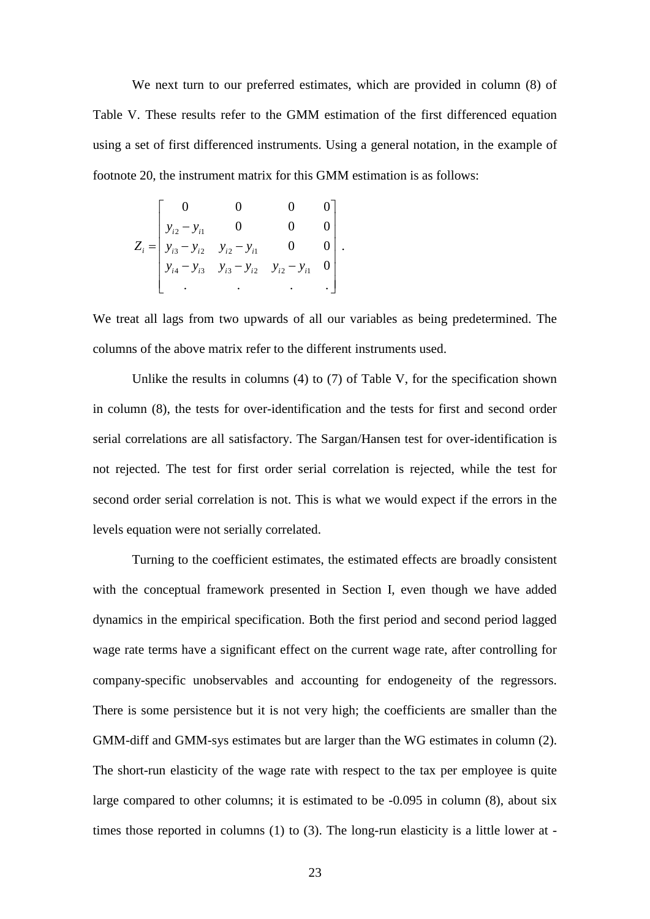We next turn to our preferred estimates, which are provided in column (8) of Table V. These results refer to the GMM estimation of the first differenced equation using a set of first differenced instruments. Using a general notation, in the example of footnote 20, the instrument matrix for this GMM estimation is as follows:

$$
Z_i = \begin{bmatrix} 0 & 0 & 0 & 0 \\ y_{i2} - y_{i1} & 0 & 0 & 0 \\ y_{i3} - y_{i2} & y_{i2} - y_{i1} & 0 & 0 \\ y_{i4} - y_{i3} & y_{i3} - y_{i2} & y_{i2} - y_{i1} & 0 \\ . & . & . & . \end{bmatrix}.
$$

We treat all lags from two upwards of all our variables as being predetermined. The columns of the above matrix refer to the different instruments used.

Unlike the results in columns (4) to (7) of Table V, for the specification shown in column (8), the tests for over-identification and the tests for first and second order serial correlations are all satisfactory. The Sargan/Hansen test for over-identification is not rejected. The test for first order serial correlation is rejected, while the test for second order serial correlation is not. This is what we would expect if the errors in the levels equation were not serially correlated.

Turning to the coefficient estimates, the estimated effects are broadly consistent with the conceptual framework presented in Section I, even though we have added dynamics in the empirical specification. Both the first period and second period lagged wage rate terms have a significant effect on the current wage rate, after controlling for company-specific unobservables and accounting for endogeneity of the regressors. There is some persistence but it is not very high; the coefficients are smaller than the GMM-diff and GMM-sys estimates but are larger than the WG estimates in column (2). The short-run elasticity of the wage rate with respect to the tax per employee is quite large compared to other columns; it is estimated to be -0.095 in column (8), about six times those reported in columns (1) to (3). The long-run elasticity is a little lower at -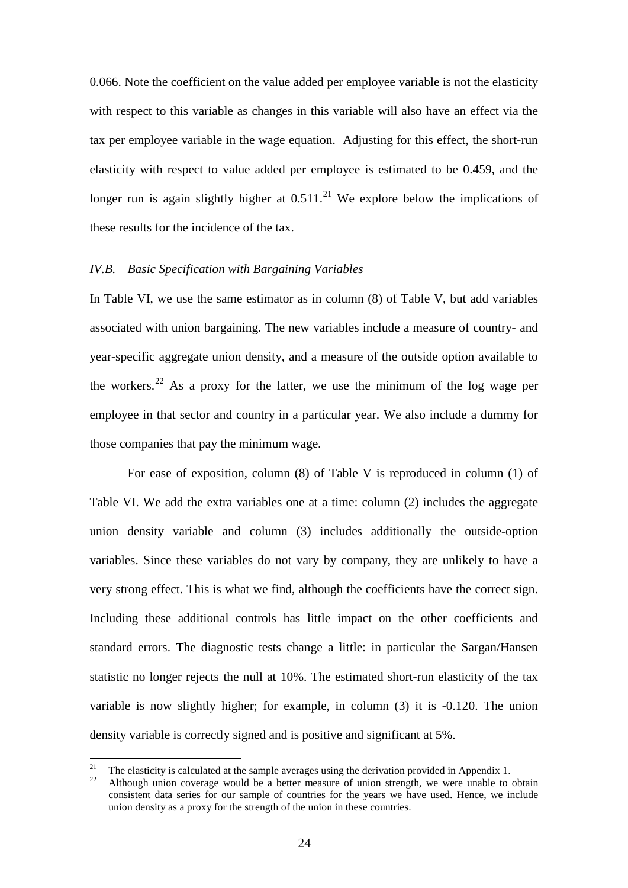0.066. Note the coefficient on the value added per employee variable is not the elasticity with respect to this variable as changes in this variable will also have an effect via the tax per employee variable in the wage equation. Adjusting for this effect, the short-run elasticity with respect to value added per employee is estimated to be 0.459, and the longer run is again slightly higher at 0.511.[21] We explore below the implications of these results for the incidence of the tax.

### *IV.B. Basic Specification with Bargaining Variables*

In Table VI, we use the same estimator as in column (8) of Table V, but add variables associated with union bargaining. The new variables include a measure of country- and year-specific aggregate union density, and a measure of the outside option available to the workers.[22] As a proxy for the latter, we use the minimum of the log wage per employee in that sector and country in a particular year. We also include a dummy for those companies that pay the minimum wage.

For ease of exposition, column (8) of Table V is reproduced in column (1) of Table VI. We add the extra variables one at a time: column (2) includes the aggregate union density variable and column (3) includes additionally the outside-option variables. Since these variables do not vary by company, they are unlikely to have a very strong effect. This is what we find, although the coefficients have the correct sign. Including these additional controls has little impact on the other coefficients and standard errors. The diagnostic tests change a little: in particular the Sargan/Hansen statistic no longer rejects the null at 10%. The estimated short-run elasticity of the tax variable is now slightly higher; for example, in column (3) it is -0.120. The union density variable is correctly signed and is positive and significant at 5%.

---

[21] The elasticity is calculated at the sample averages using the derivation provided in Appendix 1.

[22] Although union coverage would be a better measure of union strength, we were unable to obtain consistent data series for our sample of countries for the years we have used. Hence, we include union density as a proxy for the strength of the union in these countries.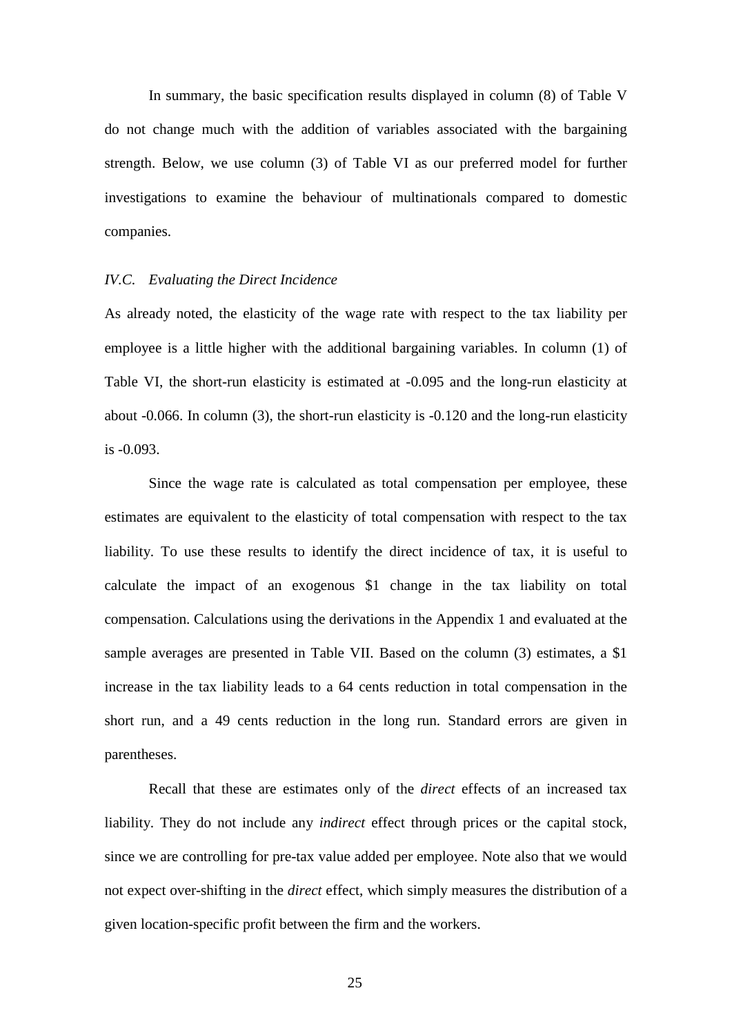In summary, the basic specification results displayed in column (8) of Table V do not change much with the addition of variables associated with the bargaining strength. Below, we use column (3) of Table VI as our preferred model for further investigations to examine the behaviour of multinationals compared to domestic companies.

### *IV.C. Evaluating the Direct Incidence*

As already noted, the elasticity of the wage rate with respect to the tax liability per employee is a little higher with the additional bargaining variables. In column (1) of Table VI, the short-run elasticity is estimated at -0.095 and the long-run elasticity at about -0.066. In column (3), the short-run elasticity is -0.120 and the long-run elasticity is -0.093.

Since the wage rate is calculated as total compensation per employee, these estimates are equivalent to the elasticity of total compensation with respect to the tax liability. To use these results to identify the direct incidence of tax, it is useful to calculate the impact of an exogenous $1 change in the tax liability on total compensation. Calculations using the derivations in the Appendix 1 and evaluated at the sample averages are presented in Table VII. Based on the column (3) estimates, a $1 increase in the tax liability leads to a 64 cents reduction in total compensation in the short run, and a 49 cents reduction in the long run. Standard errors are given in parentheses.

Recall that these are estimates only of the *direct* effects of an increased tax liability. They do not include any *indirect* effect through prices or the capital stock, since we are controlling for pre-tax value added per employee. Note also that we would not expect over-shifting in the *direct* effect, which simply measures the distribution of a given location-specific profit between the firm and the workers.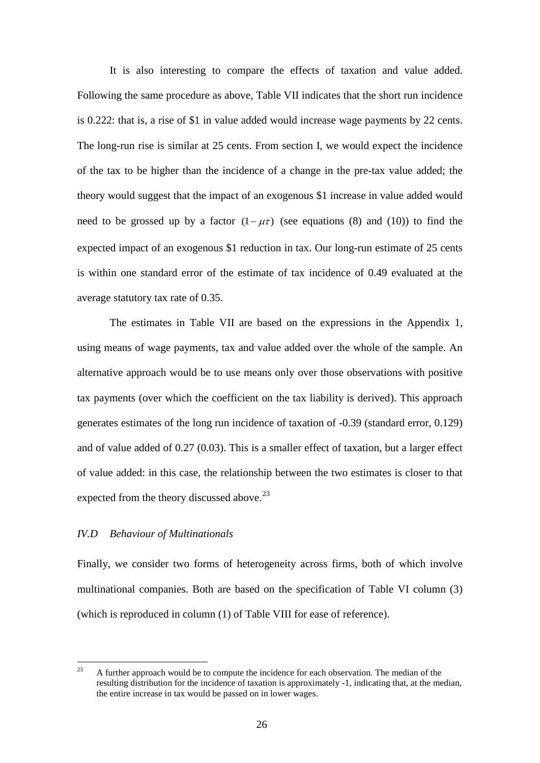It is also interesting to compare the effects of taxation and value added. Following the same procedure as above, Table VII indicates that the short run incidence is 0.222: that is, a rise of \$1 in value added would increase wage payments by 22 cents. The long-run rise is similar at 25 cents. From section I, we would expect the incidence of the tax to be higher than the incidence of a change in the pre-tax value added; the theory would suggest that the impact of an exogenous \$1 increase in value added would need to be grossed up by a factor $(1-\mu\tau)$ (see equations (8) and (10)) to find the expected impact of an exogenous \$1 reduction in tax. Our long-run estimate of 25 cents is within one standard error of the estimate of tax incidence of 0.49 evaluated at the average statutory tax rate of 0.35.

The estimates in Table VII are based on the expressions in the Appendix 1, using means of wage payments, tax and value added over the whole of the sample. An alternative approach would be to use means only over those observations with positive tax payments (over which the coefficient on the tax liability is derived). This approach generates estimates of the long run incidence of taxation of -0.39 (standard error, 0.129) and of value added of 0.27 (0.03). This is a smaller effect of taxation, but a larger effect of value added: in this case, the relationship between the two estimates is closer to that expected from the theory discussed above.[23]

### *IV.D Behaviour of Multinationals*

Finally, we consider two forms of heterogeneity across firms, both of which involve multinational companies. Both are based on the specification of Table VI column (3) (which is reproduced in column (1) of Table VIII for ease of reference).

---

[23] A further approach would be to compute the incidence for each observation. The median of the resulting distribution for the incidence of taxation is approximately -1, indicating that, at the median, the entire increase in tax would be passed on in lower wages.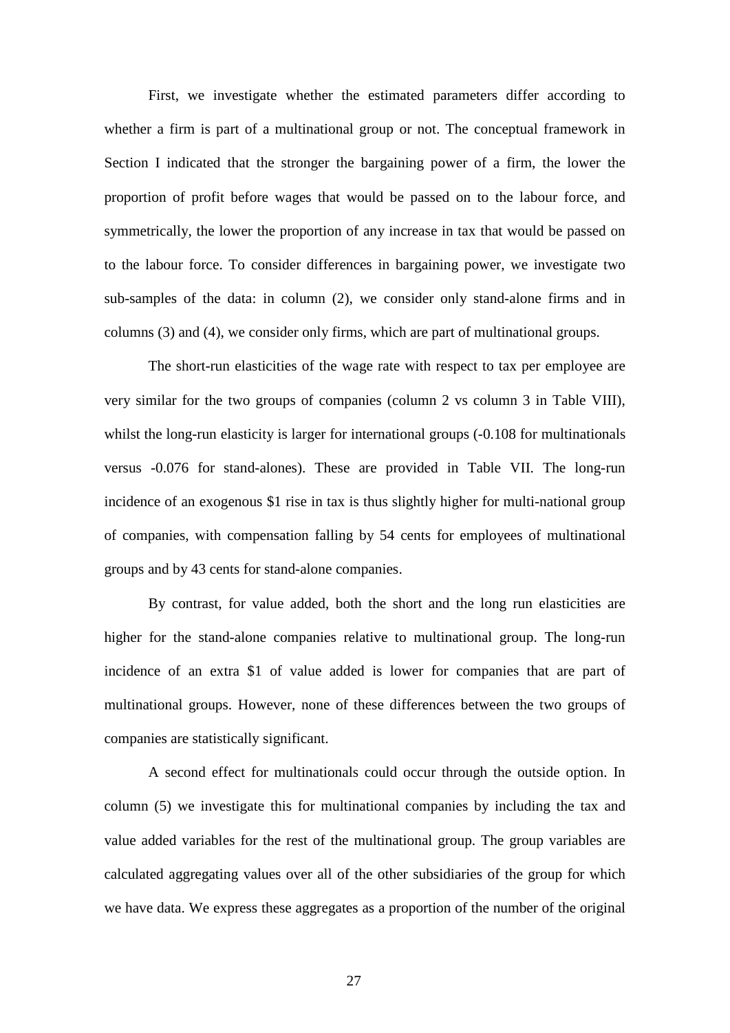First, we investigate whether the estimated parameters differ according to whether a firm is part of a multinational group or not. The conceptual framework in Section I indicated that the stronger the bargaining power of a firm, the lower the proportion of profit before wages that would be passed on to the labour force, and symmetrically, the lower the proportion of any increase in tax that would be passed on to the labour force. To consider differences in bargaining power, we investigate two sub-samples of the data: in column (2), we consider only stand-alone firms and in columns (3) and (4), we consider only firms, which are part of multinational groups.

The short-run elasticities of the wage rate with respect to tax per employee are very similar for the two groups of companies (column 2 vs column 3 in Table VIII), whilst the long-run elasticity is larger for international groups (-0.108 for multinationals versus -0.076 for stand-alones). These are provided in Table VII. The long-run incidence of an exogenous $1 rise in tax is thus slightly higher for multi-national group of companies, with compensation falling by 54 cents for employees of multinational groups and by 43 cents for stand-alone companies.

By contrast, for value added, both the short and the long run elasticities are higher for the stand-alone companies relative to multinational group. The long-run incidence of an extra $1 of value added is lower for companies that are part of multinational groups. However, none of these differences between the two groups of companies are statistically significant.

A second effect for multinationals could occur through the outside option. In column (5) we investigate this for multinational companies by including the tax and value added variables for the rest of the multinational group. The group variables are calculated aggregating values over all of the other subsidiaries of the group for which we have data. We express these aggregates as a proportion of the number of the original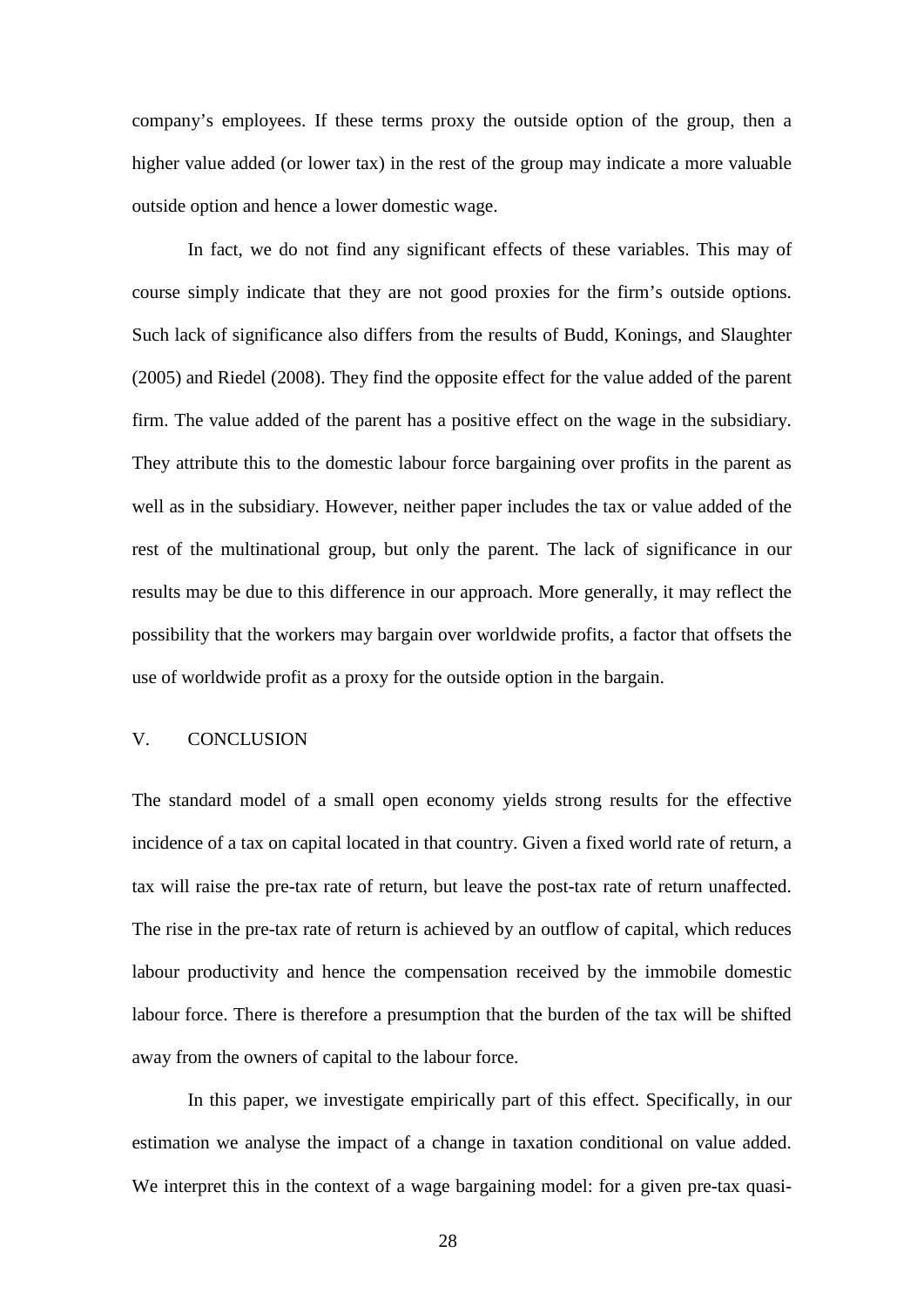company's employees. If these terms proxy the outside option of the group, then a higher value added (or lower tax) in the rest of the group may indicate a more valuable outside option and hence a lower domestic wage.

In fact, we do not find any significant effects of these variables. This may of course simply indicate that they are not good proxies for the firm's outside options. Such lack of significance also differs from the results of Budd, Konings, and Slaughter (2005) and Riedel (2008). They find the opposite effect for the value added of the parent firm. The value added of the parent has a positive effect on the wage in the subsidiary. They attribute this to the domestic labour force bargaining over profits in the parent as well as in the subsidiary. However, neither paper includes the tax or value added of the rest of the multinational group, but only the parent. The lack of significance in our results may be due to this difference in our approach. More generally, it may reflect the possibility that the workers may bargain over worldwide profits, a factor that offsets the use of worldwide profit as a proxy for the outside option in the bargain.

## V. CONCLUSION

The standard model of a small open economy yields strong results for the effective incidence of a tax on capital located in that country. Given a fixed world rate of return, a tax will raise the pre-tax rate of return, but leave the post-tax rate of return unaffected. The rise in the pre-tax rate of return is achieved by an outflow of capital, which reduces labour productivity and hence the compensation received by the immobile domestic labour force. There is therefore a presumption that the burden of the tax will be shifted away from the owners of capital to the labour force.

In this paper, we investigate empirically part of this effect. Specifically, in our estimation we analyse the impact of a change in taxation conditional on value added. We interpret this in the context of a wage bargaining model: for a given pre-tax quasi-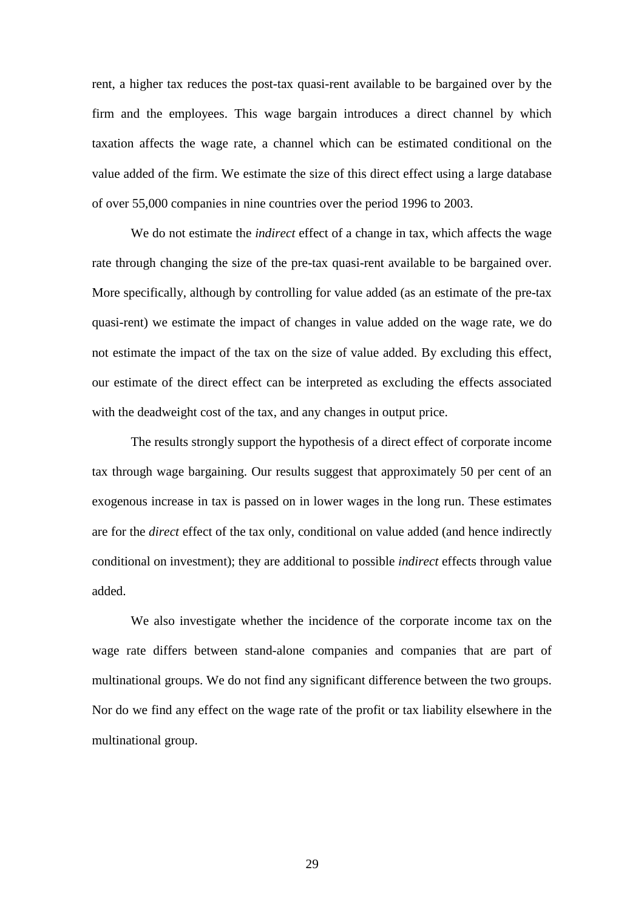rent, a higher tax reduces the post-tax quasi-rent available to be bargained over by the firm and the employees. This wage bargain introduces a direct channel by which taxation affects the wage rate, a channel which can be estimated conditional on the value added of the firm. We estimate the size of this direct effect using a large database of over 55,000 companies in nine countries over the period 1996 to 2003.

We do not estimate the *indirect* effect of a change in tax, which affects the wage rate through changing the size of the pre-tax quasi-rent available to be bargained over. More specifically, although by controlling for value added (as an estimate of the pre-tax quasi-rent) we estimate the impact of changes in value added on the wage rate, we do not estimate the impact of the tax on the size of value added. By excluding this effect, our estimate of the direct effect can be interpreted as excluding the effects associated with the deadweight cost of the tax, and any changes in output price.

The results strongly support the hypothesis of a direct effect of corporate income tax through wage bargaining. Our results suggest that approximately 50 per cent of an exogenous increase in tax is passed on in lower wages in the long run. These estimates are for the *direct* effect of the tax only, conditional on value added (and hence indirectly conditional on investment); they are additional to possible *indirect* effects through value added.

We also investigate whether the incidence of the corporate income tax on the wage rate differs between stand-alone companies and companies that are part of multinational groups. We do not find any significant difference between the two groups. Nor do we find any effect on the wage rate of the profit or tax liability elsewhere in the multinational group.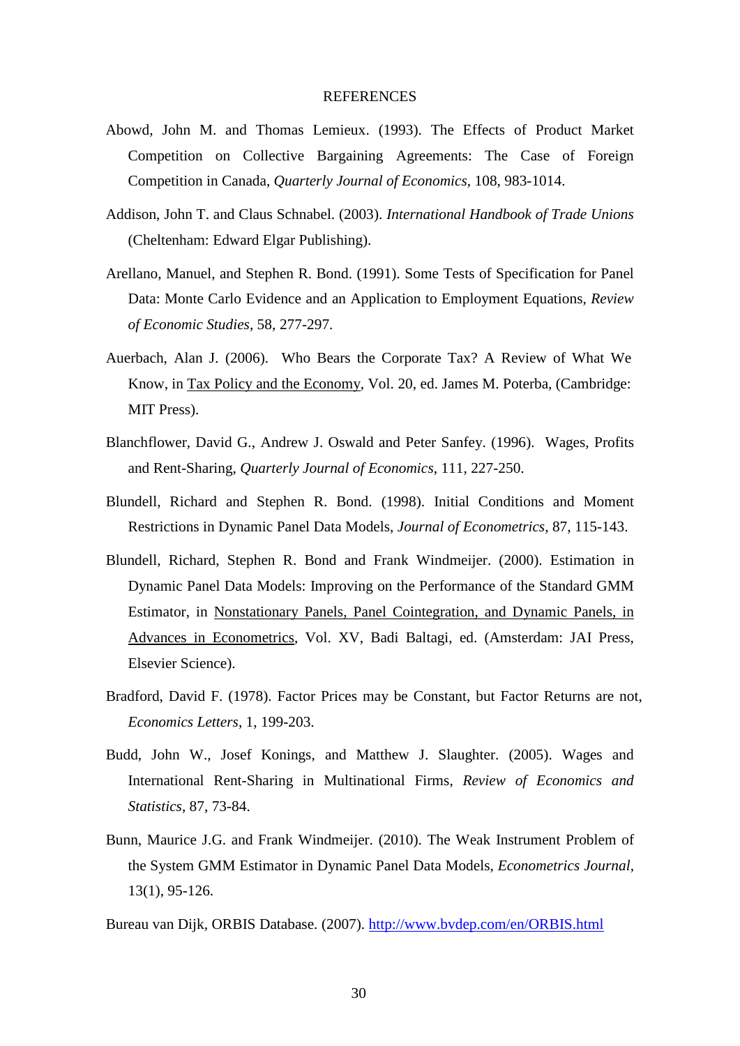# REFERENCES

Abowd, John M. and Thomas Lemieux. (1993). The Effects of Product Market Competition on Collective Bargaining Agreements: The Case of Foreign Competition in Canada, *Quarterly Journal of Economics*, 108, 983-1014.

Addison, John T. and Claus Schnabel. (2003). *International Handbook of Trade Unions* (Cheltenham: Edward Elgar Publishing).

Arellano, Manuel, and Stephen R. Bond. (1991). Some Tests of Specification for Panel Data: Monte Carlo Evidence and an Application to Employment Equations, *Review of Economic Studies*, 58, 277-297.

Auerbach, Alan J. (2006). Who Bears the Corporate Tax? A Review of What We Know, in Tax Policy and the Economy, Vol. 20, ed. James M. Poterba, (Cambridge: MIT Press).

Blanchflower, David G., Andrew J. Oswald and Peter Sanfey. (1996). Wages, Profits and Rent-Sharing, *Quarterly Journal of Economics*, 111, 227-250.

Blundell, Richard and Stephen R. Bond. (1998). Initial Conditions and Moment Restrictions in Dynamic Panel Data Models, *Journal of Econometrics*, 87, 115-143.

Blundell, Richard, Stephen R. Bond and Frank Windmeijer. (2000). Estimation in Dynamic Panel Data Models: Improving on the Performance of the Standard GMM Estimator, in Nonstationary Panels, Panel Cointegration, and Dynamic Panels, in Advances in Econometrics, Vol. XV, Badi Baltagi, ed. (Amsterdam: JAI Press, Elsevier Science).

Bradford, David F. (1978). Factor Prices may be Constant, but Factor Returns are not, *Economics Letters*, 1, 199-203.

Budd, John W., Josef Konings, and Matthew J. Slaughter. (2005). Wages and International Rent-Sharing in Multinational Firms, *Review of Economics and Statistics*, 87, 73-84.

Bunn, Maurice J.G. and Frank Windmeijer. (2010). The Weak Instrument Problem of the System GMM Estimator in Dynamic Panel Data Models, *Econometrics Journal*, 13(1), 95-126.

Bureau van Dijk, ORBIS Database. (2007). http://www.bvdep.com/en/ORBIS.html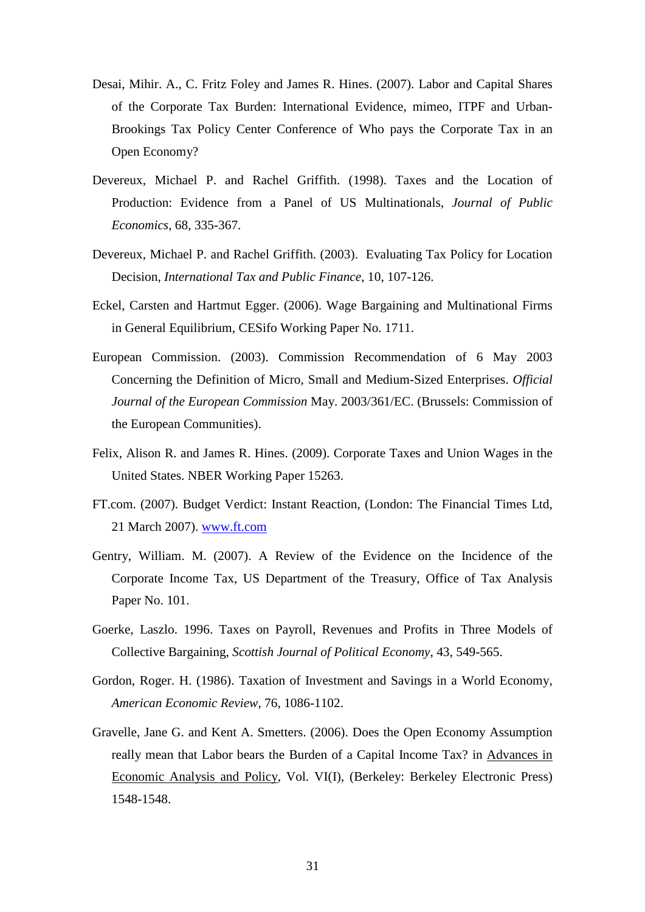Desai, Mihir. A., C. Fritz Foley and James R. Hines. (2007). Labor and Capital Shares of the Corporate Tax Burden: International Evidence, mimeo, ITPF and Urban-Brookings Tax Policy Center Conference of Who pays the Corporate Tax in an Open Economy?

Devereux, Michael P. and Rachel Griffith. (1998). Taxes and the Location of Production: Evidence from a Panel of US Multinationals, *Journal of Public Economics*, 68, 335-367.

Devereux, Michael P. and Rachel Griffith. (2003). Evaluating Tax Policy for Location Decision, *International Tax and Public Finance*, 10, 107-126.

Eckel, Carsten and Hartmut Egger. (2006). Wage Bargaining and Multinational Firms in General Equilibrium, CESifo Working Paper No. 1711.

European Commission. (2003). Commission Recommendation of 6 May 2003 Concerning the Definition of Micro, Small and Medium-Sized Enterprises. *Official Journal of the European Commission* May. 2003/361/EC. (Brussels: Commission of the European Communities).

Felix, Alison R. and James R. Hines. (2009). Corporate Taxes and Union Wages in the United States. NBER Working Paper 15263.

FT.com. (2007). Budget Verdict: Instant Reaction, (London: The Financial Times Ltd, 21 March 2007). www.ft.com

Gentry, William. M. (2007). A Review of the Evidence on the Incidence of the Corporate Income Tax, US Department of the Treasury, Office of Tax Analysis Paper No. 101.

Goerke, Laszlo. 1996. Taxes on Payroll, Revenues and Profits in Three Models of Collective Bargaining, *Scottish Journal of Political Economy*, 43, 549-565.

Gordon, Roger. H. (1986). Taxation of Investment and Savings in a World Economy, *American Economic Review*, 76, 1086-1102.

Gravelle, Jane G. and Kent A. Smetters. (2006). Does the Open Economy Assumption really mean that Labor bears the Burden of a Capital Income Tax? in Advances in Economic Analysis and Policy, Vol. VI(I), (Berkeley: Berkeley Electronic Press) 1548-1548.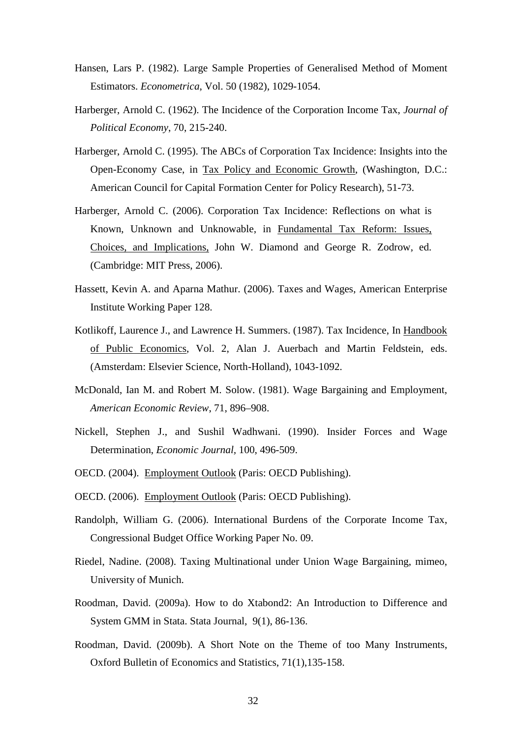Hansen, Lars P. (1982). Large Sample Properties of Generalised Method of Moment Estimators. *Econometrica*, Vol. 50 (1982), 1029-1054.

Harberger, Arnold C. (1962). The Incidence of the Corporation Income Tax, *Journal of Political Economy*, 70, 215-240.

Harberger, Arnold C. (1995). The ABCs of Corporation Tax Incidence: Insights into the Open-Economy Case, in Tax Policy and Economic Growth, (Washington, D.C.: American Council for Capital Formation Center for Policy Research), 51-73.

Harberger, Arnold C. (2006). Corporation Tax Incidence: Reflections on what is Known, Unknown and Unknowable, in Fundamental Tax Reform: Issues, Choices, and Implications, John W. Diamond and George R. Zodrow, ed. (Cambridge: MIT Press, 2006).

Hassett, Kevin A. and Aparna Mathur. (2006). Taxes and Wages, American Enterprise Institute Working Paper 128.

Kotlikoff, Laurence J., and Lawrence H. Summers. (1987). Tax Incidence, In Handbook of Public Economics, Vol. 2, Alan J. Auerbach and Martin Feldstein, eds. (Amsterdam: Elsevier Science, North-Holland), 1043-1092.

McDonald, Ian M. and Robert M. Solow. (1981). Wage Bargaining and Employment, *American Economic Review*, 71, 896–908.

Nickell, Stephen J., and Sushil Wadhwani. (1990). Insider Forces and Wage Determination, *Economic Journal*, 100, 496-509.

OECD. (2004). Employment Outlook (Paris: OECD Publishing).

OECD. (2006). Employment Outlook (Paris: OECD Publishing).

Randolph, William G. (2006). International Burdens of the Corporate Income Tax, Congressional Budget Office Working Paper No. 09.

Riedel, Nadine. (2008). Taxing Multinational under Union Wage Bargaining, mimeo, University of Munich.

Roodman, David. (2009a). How to do Xtabond2: An Introduction to Difference and System GMM in Stata. Stata Journal, 9(1), 86-136.

Roodman, David. (2009b). A Short Note on the Theme of too Many Instruments, Oxford Bulletin of Economics and Statistics, 71(1),135-158.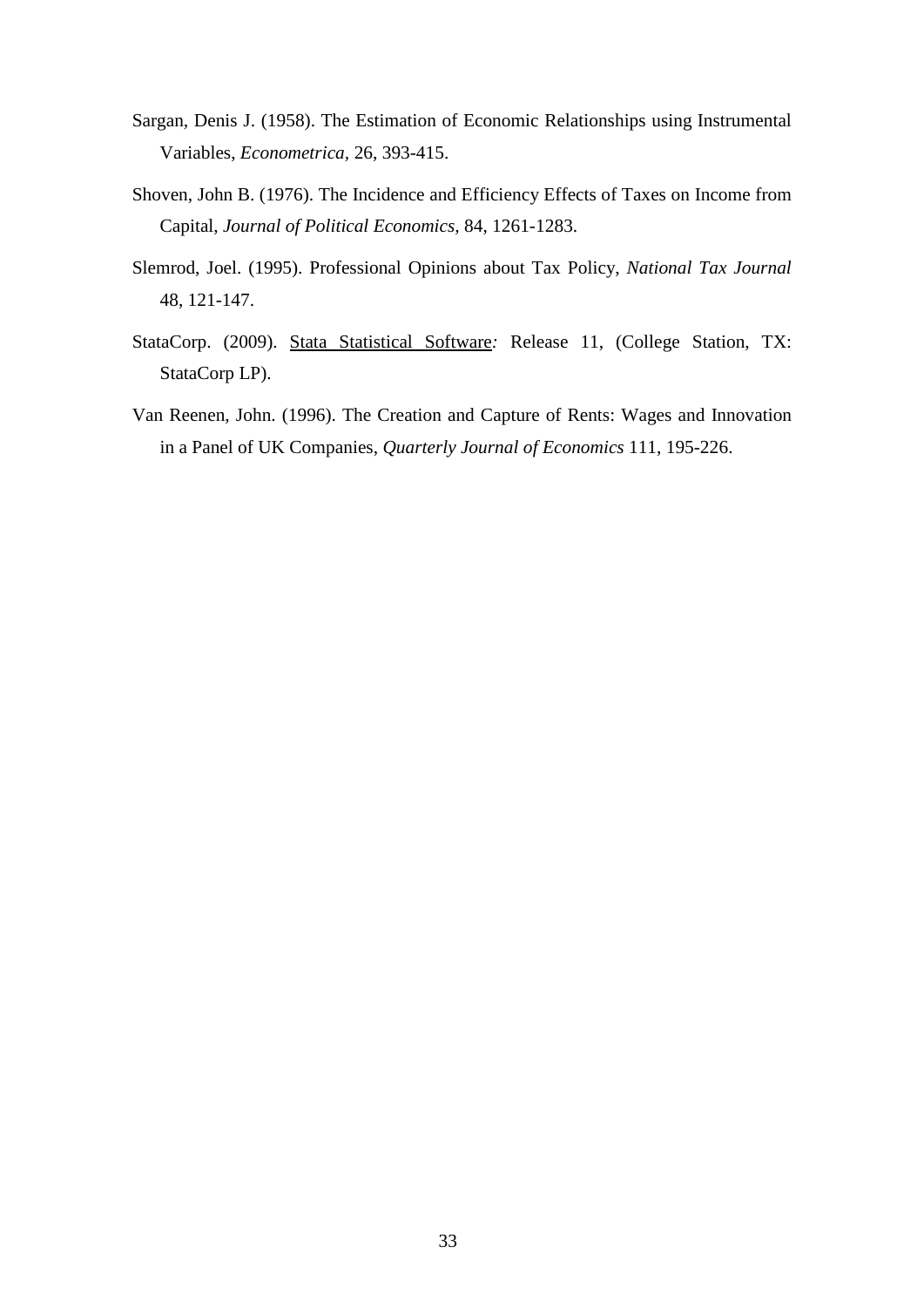Sargan, Denis J. (1958). The Estimation of Economic Relationships using Instrumental Variables, *Econometrica,* 26, 393-415.

Shoven, John B. (1976). The Incidence and Efficiency Effects of Taxes on Income from Capital, *Journal of Political Economics,* 84, 1261-1283.

Slemrod, Joel. (1995). Professional Opinions about Tax Policy, *National Tax Journal* 48, 121-147.

StataCorp. (2009). Stata Statistical Software*:* Release 11, (College Station, TX: StataCorp LP).

Van Reenen, John. (1996). The Creation and Capture of Rents: Wages and Innovation in a Panel of UK Companies, *Quarterly Journal of Economics* 111, 195-226.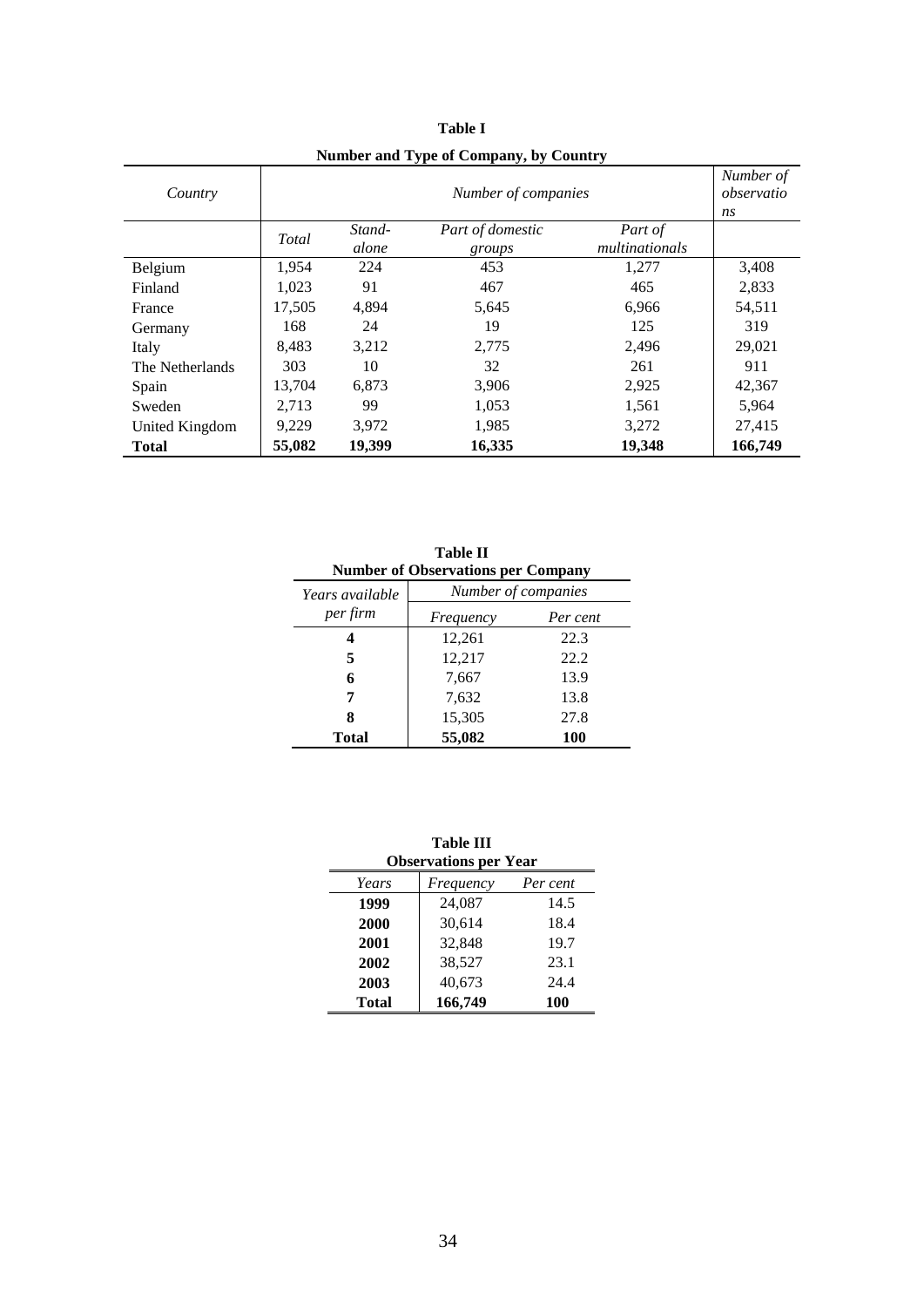**Table I**

**Number and Type of Company, by Country**

| *Country* | *Number of companies* | | | | *Number of observations* |
|---|---|---|---|---|---|
| | *Total* | *Stand-alone* | *Part of domestic groups* | *Part of multinationals* | |
| Belgium | 1,954 | 224 | 453 | 1,277 | 3,408 |
| Finland | 1,023 | 91 | 467 | 465 | 2,833 |
| France | 17,505 | 4,894 | 5,645 | 6,966 | 54,511 |
| Germany | 168 | 24 | 19 | 125 | 319 |
| Italy | 8,483 | 3,212 | 2,775 | 2,496 | 29,021 |
| The Netherlands | 303 | 10 | 32 | 261 | 911 |
| Spain | 13,704 | 6,873 | 3,906 | 2,925 | 42,367 |
| Sweden | 2,713 | 99 | 1,053 | 1,561 | 5,964 |
| United Kingdom | 9,229 | 3,972 | 1,985 | 3,272 | 27,415 |
| **Total** | **55,082** | **19,399** | **16,335** | **19,348** | **166,749** |

**Table II**

**Number of Observations per Company**

| *Years available per firm* | *Number of companies* | |
|---|---|---|
| | *Frequency* | *Per cent* |
| **4** | 12,261 | 22.3 |
| **5** | 12,217 | 22.2 |
| **6** | 7,667 | 13.9 |
| **7** | 7,632 | 13.8 |
| **8** | 15,305 | 27.8 |
| **Total** | **55,082** | **100** |

**Table III**

**Observations per Year**

| *Years* | *Frequency* | *Per cent* |
|---|---|---|
| **1999** | 24,087 | 14.5 |
| **2000** | 30,614 | 18.4 |
| **2001** | 32,848 | 19.7 |
| **2002** | 38,527 | 23.1 |
| **2003** | 40,673 | 24.4 |
| **Total** | **166,749** | **100** |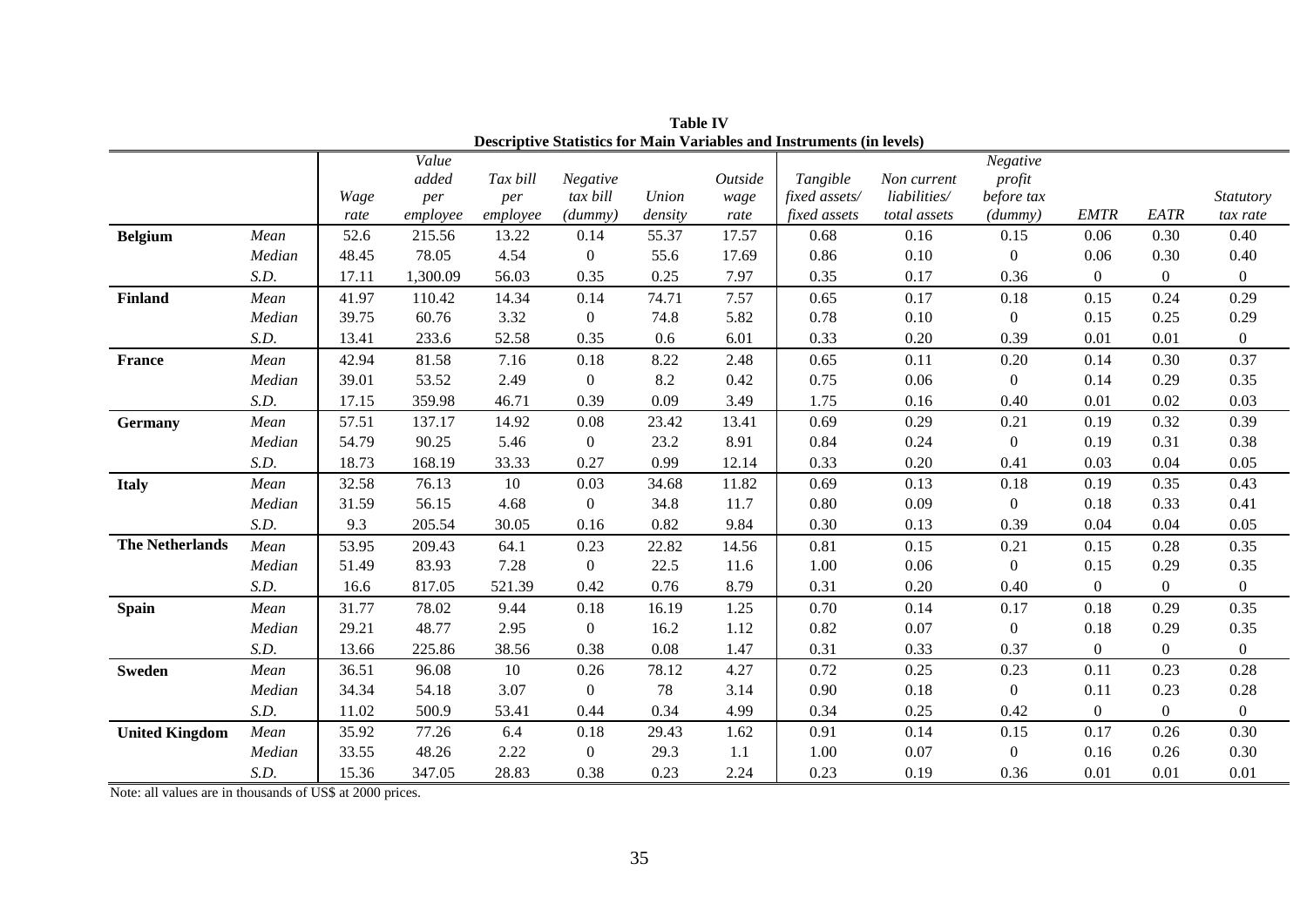**Table IV**
**Descriptive Statistics for Main Variables and Instruments (in levels)**

| | | *Wage rate* | *Value added per employee* | *Tax bill per employee* | *Negative tax bill (dummy)* | *Union density* | *Outside wage rate* | *Tangible fixed assets/ fixed assets* | *Non current liabilities/ total assets* | *Negative profit before tax (dummy)* | *EMTR* | *EATR* | *Statutory tax rate* |
|---|---|---|---|---|---|---|---|---|---|---|---|---|---|
| **Belgium** | *Mean* | 52.6 | 215.56 | 13.22 | 0.14 | 55.37 | 17.57 | 0.68 | 0.16 | 0.15 | 0.06 | 0.30 | 0.40 |
| | *Median* | 48.45 | 78.05 | 4.54 | 0 | 55.6 | 17.69 | 0.86 | 0.10 | 0 | 0.06 | 0.30 | 0.40 |
| | *S.D.* | 17.11 | 1,300.09 | 56.03 | 0.35 | 0.25 | 7.97 | 0.35 | 0.17 | 0.36 | 0 | 0 | 0 |
| **Finland** | *Mean* | 41.97 | 110.42 | 14.34 | 0.14 | 74.71 | 7.57 | 0.65 | 0.17 | 0.18 | 0.15 | 0.24 | 0.29 |
| | *Median* | 39.75 | 60.76 | 3.32 | 0 | 74.8 | 5.82 | 0.78 | 0.10 | 0 | 0.15 | 0.25 | 0.29 |
| | *S.D.* | 13.41 | 233.6 | 52.58 | 0.35 | 0.6 | 6.01 | 0.33 | 0.20 | 0.39 | 0.01 | 0.01 | 0 |
| **France** | *Mean* | 42.94 | 81.58 | 7.16 | 0.18 | 8.22 | 2.48 | 0.65 | 0.11 | 0.20 | 0.14 | 0.30 | 0.37 |
| | *Median* | 39.01 | 53.52 | 2.49 | 0 | 8.2 | 0.42 | 0.75 | 0.06 | 0 | 0.14 | 0.29 | 0.35 |
| | *S.D.* | 17.15 | 359.98 | 46.71 | 0.39 | 0.09 | 3.49 | 1.75 | 0.16 | 0.40 | 0.01 | 0.02 | 0.03 |
| **Germany** | *Mean* | 57.51 | 137.17 | 14.92 | 0.08 | 23.42 | 13.41 | 0.69 | 0.29 | 0.21 | 0.19 | 0.32 | 0.39 |
| | *Median* | 54.79 | 90.25 | 5.46 | 0 | 23.2 | 8.91 | 0.84 | 0.24 | 0 | 0.19 | 0.31 | 0.38 |
| | *S.D.* | 18.73 | 168.19 | 33.33 | 0.27 | 0.99 | 12.14 | 0.33 | 0.20 | 0.41 | 0.03 | 0.04 | 0.05 |
| **Italy** | *Mean* | 32.58 | 76.13 | 10 | 0.03 | 34.68 | 11.82 | 0.69 | 0.13 | 0.18 | 0.19 | 0.35 | 0.43 |
| | *Median* | 31.59 | 56.15 | 4.68 | 0 | 34.8 | 11.7 | 0.80 | 0.09 | 0 | 0.18 | 0.33 | 0.41 |
| | *S.D.* | 9.3 | 205.54 | 30.05 | 0.16 | 0.82 | 9.84 | 0.30 | 0.13 | 0.39 | 0.04 | 0.04 | 0.05 |
| **The Netherlands** | *Mean* | 53.95 | 209.43 | 64.1 | 0.23 | 22.82 | 14.56 | 0.81 | 0.15 | 0.21 | 0.15 | 0.28 | 0.35 |
| | *Median* | 51.49 | 83.93 | 7.28 | 0 | 22.5 | 11.6 | 1.00 | 0.06 | 0 | 0.15 | 0.29 | 0.35 |
| | *S.D.* | 16.6 | 817.05 | 521.39 | 0.42 | 0.76 | 8.79 | 0.31 | 0.20 | 0.40 | 0 | 0 | 0 |
| **Spain** | *Mean* | 31.77 | 78.02 | 9.44 | 0.18 | 16.19 | 1.25 | 0.70 | 0.14 | 0.17 | 0.18 | 0.29 | 0.35 |
| | *Median* | 29.21 | 48.77 | 2.95 | 0 | 16.2 | 1.12 | 0.82 | 0.07 | 0 | 0.18 | 0.29 | 0.35 |
| | *S.D.* | 13.66 | 225.86 | 38.56 | 0.38 | 0.08 | 1.47 | 0.31 | 0.33 | 0.37 | 0 | 0 | 0 |
| **Sweden** | *Mean* | 36.51 | 96.08 | 10 | 0.26 | 78.12 | 4.27 | 0.72 | 0.25 | 0.23 | 0.11 | 0.23 | 0.28 |
| | *Median* | 34.34 | 54.18 | 3.07 | 0 | 78 | 3.14 | 0.90 | 0.18 | 0 | 0.11 | 0.23 | 0.28 |
| | *S.D.* | 11.02 | 500.9 | 53.41 | 0.44 | 0.34 | 4.99 | 0.34 | 0.25 | 0.42 | 0 | 0 | 0 |
| **United Kingdom** | *Mean* | 35.92 | 77.26 | 6.4 | 0.18 | 29.43 | 1.62 | 0.91 | 0.14 | 0.15 | 0.17 | 0.26 | 0.30 |
| | *Median* | 33.55 | 48.26 | 2.22 | 0 | 29.3 | 1.1 | 1.00 | 0.07 | 0 | 0.16 | 0.26 | 0.30 |
| | *S.D.* | 15.36 | 347.05 | 28.83 | 0.38 | 0.23 | 2.24 | 0.23 | 0.19 | 0.36 | 0.01 | 0.01 | 0.01 |

Note: all values are in thousands of US$ at 2000 prices.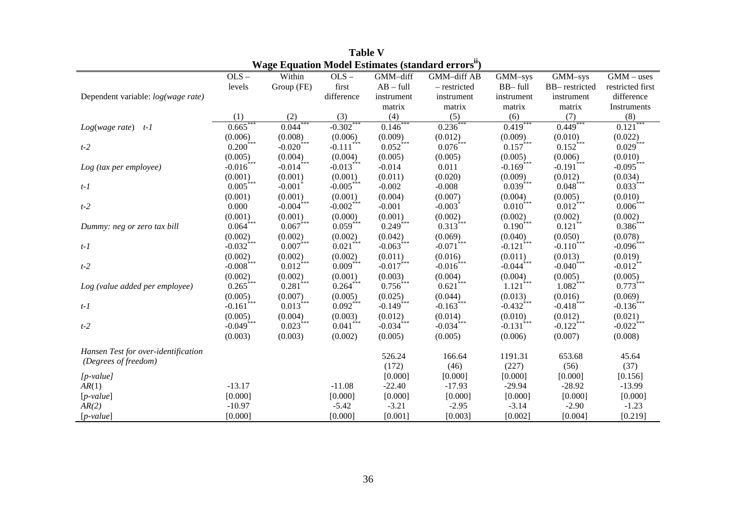**Table V**

**Wage Equation Model Estimates (standard errors[ii])**

| Dependent variable: *log(wage rate)* | OLS – levels | Within Group (FE) | OLS – first difference | GMM–diff AB – full instrument matrix | GMM–diff AB – restricted instrument matrix | GMM–sys BB– full instrument matrix | GMM–sys BB– restricted instrument matrix | GMM – uses restricted first difference Instruments |
|---|---|---|---|---|---|---|---|---|
| | (1) | (2) | (3) | (4) | (5) | (6) | (7) | (8) |
| *Log(wage rate) t-1* | 0.665*** | 0.044*** | -0.302*** | 0.146*** | 0.236*** | 0.419*** | 0.449*** | 0.121*** |
| | (0.006) | (0.008) | (0.006) | (0.009) | (0.012) | (0.009) | (0.010) | (0.022) |
| *t-2* | 0.200*** | -0.020*** | -0.111*** | 0.052*** | 0.076*** | 0.157*** | 0.152*** | 0.029*** |
| | (0.005) | (0.004) | (0.004) | (0.005) | (0.005) | (0.005) | (0.006) | (0.010) |
| *Log (tax per employee)* | -0.016*** | -0.014*** | -0.013*** | -0.014 | 0.011 | -0.169*** | -0.191*** | -0.095*** |
| | (0.001) | (0.001) | (0.001) | (0.011) | (0.020) | (0.009) | (0.012) | (0.034) |
| *t-1* | 0.005*** | -0.001* | -0.005*** | -0.002 | -0.008 | 0.039*** | 0.048*** | 0.033*** |
| | (0.001) | (0.001) | (0.001) | (0.004) | (0.007) | (0.004) | (0.005) | (0.010) |
| *t-2* | 0.000 | -0.004*** | -0.002*** | -0.001 | -0.003* | 0.010*** | 0.012*** | 0.006*** |
| | (0.001) | (0.001) | (0.000) | (0.001) | (0.002) | (0.002) | (0.002) | (0.002) |
| *Dummy: neg or zero tax bill* | 0.064*** | 0.067*** | 0.059*** | 0.249*** | 0.313*** | 0.190*** | 0.121** | 0.386*** |
| | (0.002) | (0.002) | (0.002) | (0.042) | (0.069) | (0.040) | (0.050) | (0.078) |
| *t-1* | -0.032*** | 0.007*** | 0.021*** | -0.063*** | -0.071*** | -0.121*** | -0.110*** | -0.096*** |
| | (0.002) | (0.002) | (0.002) | (0.011) | (0.016) | (0.011) | (0.013) | (0.019) |
| *t-2* | -0.008*** | 0.012*** | 0.009*** | -0.017*** | -0.016*** | -0.044*** | -0.040*** | -0.012** |
| | (0.002) | (0.002) | (0.001) | (0.003) | (0.004) | (0.004) | (0.005) | (0.005) |
| *Log (value added per employee)* | 0.265*** | 0.281*** | 0.264*** | 0.756*** | 0.621*** | 1.121*** | 1.082*** | 0.773*** |
| | (0.005) | (0.007) | (0.005) | (0.025) | (0.044) | (0.013) | (0.016) | (0.069) |
| *t-1* | -0.161*** | 0.013*** | 0.092*** | -0.149*** | -0.163*** | -0.432*** | -0.418*** | -0.136*** |
| | (0.005) | (0.004) | (0.003) | (0.012) | (0.014) | (0.010) | (0.012) | (0.021) |
| *t-2* | -0.049*** | 0.023*** | 0.041*** | -0.034*** | -0.034*** | -0.131*** | -0.122*** | -0.022*** |
| | (0.003) | (0.003) | (0.002) | (0.005) | (0.005) | (0.006) | (0.007) | (0.008) |
| *Hansen Test for over-identification* | | | | 526.24 | 166.64 | 1191.31 | 653.68 | 45.64 |
| *(Degrees of freedom)* | | | | (172) | (46) | (227) | (56) | (37) |
| *[p-value]* | | | | [0.000] | [0.000] | [0.000] | [0.000] | [0.156] |
| *AR(1)* | -13.17 | | -11.08 | -22.40 | -17.93 | -29.94 | -28.92 | -13.99 |
| [*p-value*] | [0.000] | | [0.000] | [0.000] | [0.000] | [0.000] | [0.000] | [0.000] |
| *AR(2)* | -10.97 | | -5.42 | -3.21 | -2.95 | -3.14 | -2.90 | -1.23 |
| [*p-value*] | [0.000] | | [0.000] | [0.001] | [0.003] | [0.002] | [0.004] | [0.219] |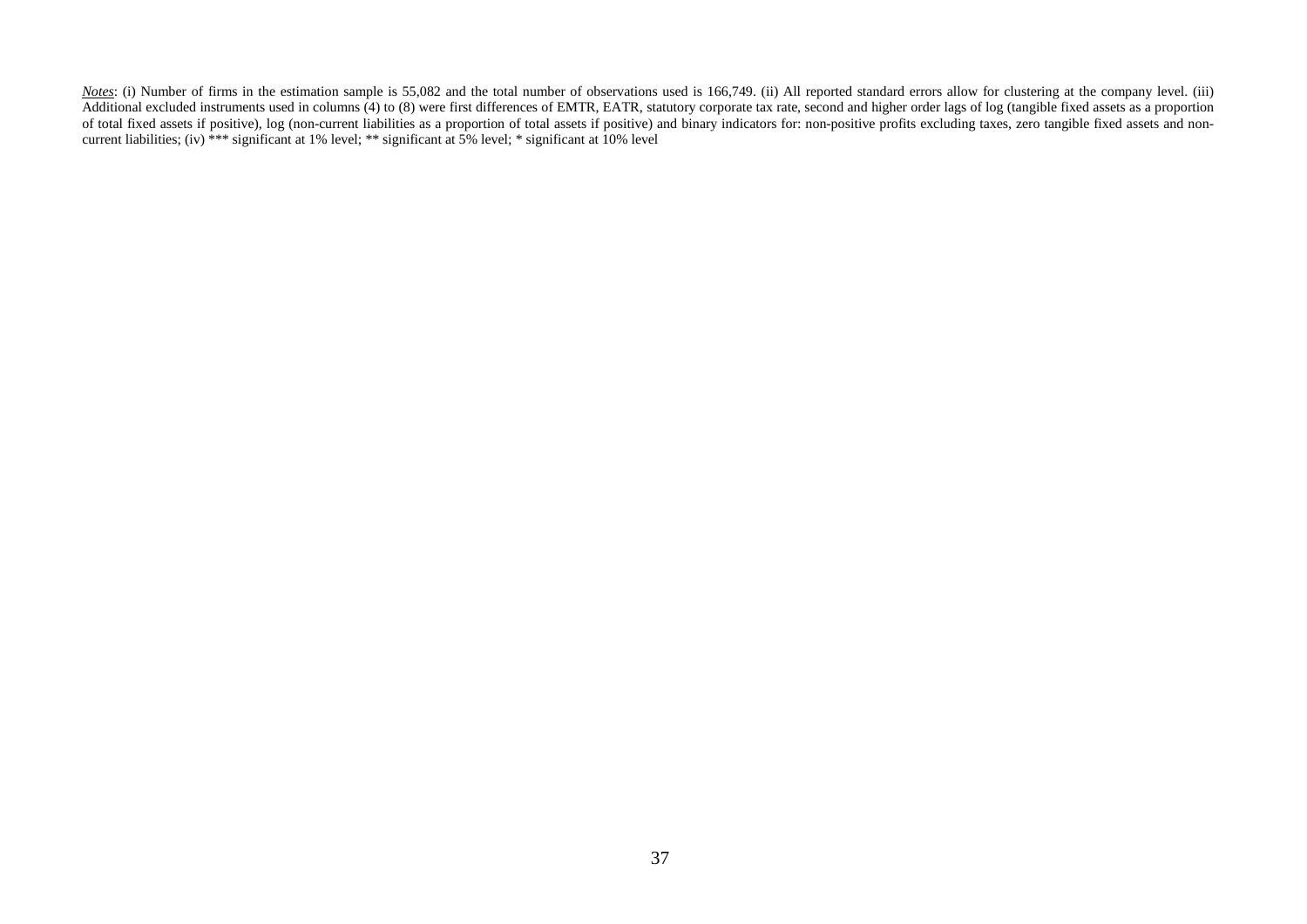*Notes*: (i) Number of firms in the estimation sample is 55,082 and the total number of observations used is 166,749. (ii) All reported standard errors allow for clustering at the company level. (iii) Additional excluded instruments used in columns (4) to (8) were first differences of EMTR, EATR, statutory corporate tax rate, second and higher order lags of log (tangible fixed assets as a proportion of total fixed assets if positive), log (non-current liabilities as a proportion of total assets if positive) and binary indicators for: non-positive profits excluding taxes, zero tangible fixed assets and non-current liabilities; (iv) *** significant at 1% level; ** significant at 5% level; * significant at 10% level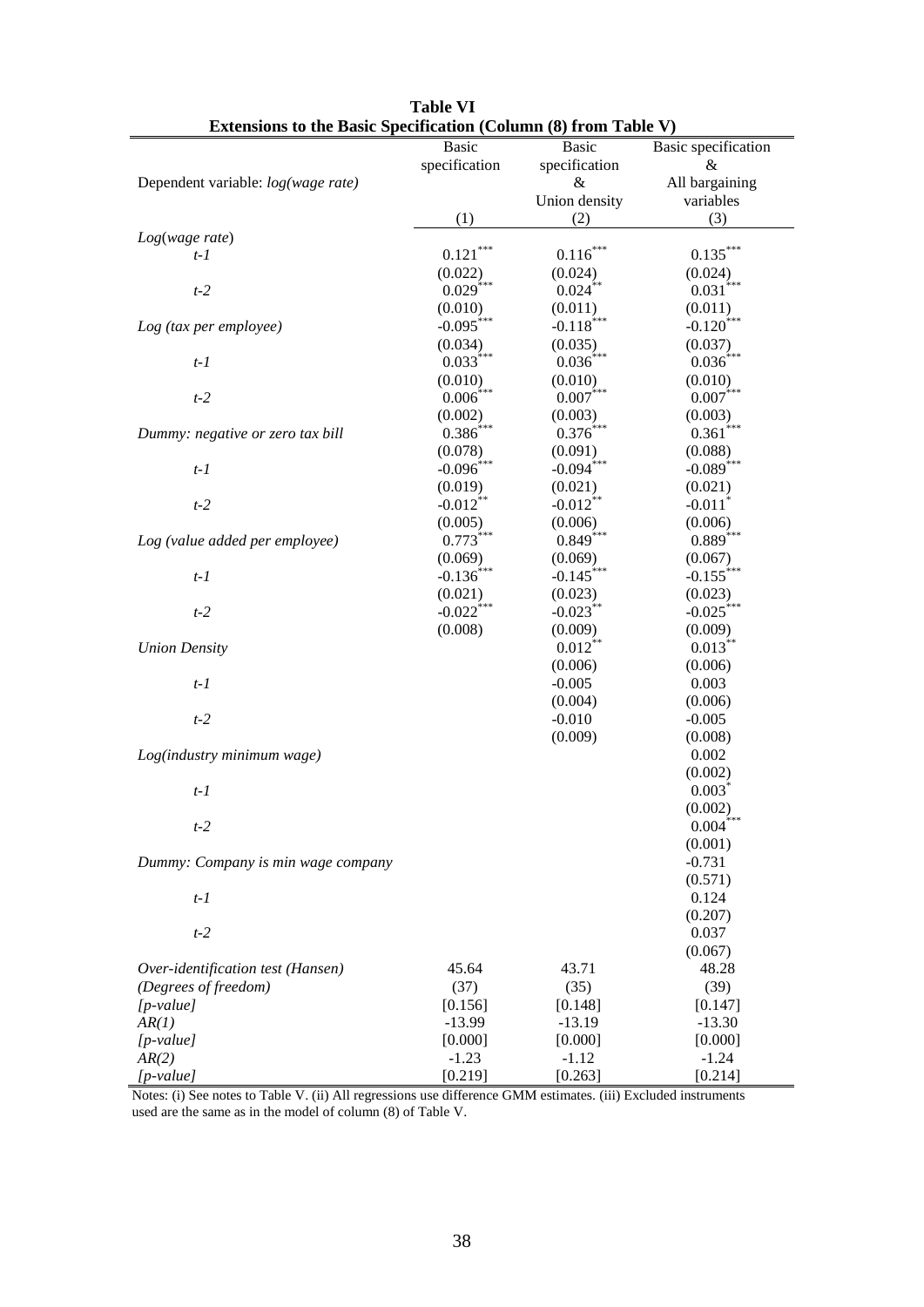**Table VI**
**Extensions to the Basic Specification (Column (8) from Table V)**

| Dependent variable: *log(wage rate)* | Basic specification | Basic specification & Union density | Basic specification & All bargaining variables |
|---|---|---|---|
| | (1) | (2) | (3) |
| *Log*(*wage rate*) | | | |
| *t-1* | $0.121^{***}$ | $0.116^{***}$ | $0.135^{***}$ |
| | (0.022) | (0.024) | (0.024) |
| *t-2* | $0.029^{***}$ | $0.024^{**}$ | $0.031^{***}$ |
| | (0.010) | (0.011) | (0.011) |
| *Log (tax per employee)* | $-0.095^{***}$ | $-0.118^{***}$ | $-0.120^{***}$ |
| | (0.034) | (0.035) | (0.037) |
| *t-1* | $0.033^{***}$ | $0.036^{***}$ | $0.036^{***}$ |
| | (0.010) | (0.010) | (0.010) |
| *t-2* | $0.006^{***}$ | $0.007^{***}$ | $0.007^{***}$ |
| | (0.002) | (0.003) | (0.003) |
| *Dummy: negative or zero tax bill* | $0.386^{***}$ | $0.376^{***}$ | $0.361^{***}$ |
| | (0.078) | (0.091) | (0.088) |
| *t-1* | $-0.096^{***}$ | $-0.094^{***}$ | $-0.089^{***}$ |
| | (0.019) | (0.021) | (0.021) |
| *t-2* | $-0.012^{**}$ | $-0.012^{**}$ | $-0.011^{*}$ |
| | (0.005) | (0.006) | (0.006) |
| *Log (value added per employee)* | $0.773^{***}$ | $0.849^{***}$ | $0.889^{***}$ |
| | (0.069) | (0.069) | (0.067) |
| *t-1* | $-0.136^{***}$ | $-0.145^{***}$ | $-0.155^{***}$ |
| | (0.021) | (0.023) | (0.023) |
| *t-2* | $-0.022^{***}$ | $-0.023^{**}$ | $-0.025^{***}$ |
| | (0.008) | (0.009) | (0.009) |
| *Union Density* | | $0.012^{**}$ | $0.013^{**}$ |
| | | (0.006) | (0.006) |
| *t-1* | | -0.005 | 0.003 |
| | | (0.004) | (0.006) |
| *t-2* | | -0.010 | -0.005 |
| | | (0.009) | (0.008) |
| *Log(industry minimum wage)* | | | 0.002 |
| | | | (0.002) |
| *t-1* | | | $0.003^{*}$ |
| | | | (0.002) |
| *t-2* | | | $0.004^{***}$ |
| | | | (0.001) |
| *Dummy: Company is min wage company* | | | -0.731 |
| | | | (0.571) |
| *t-1* | | | 0.124 |
| | | | (0.207) |
| *t-2* | | | 0.037 |
| | | | (0.067) |
| *Over-identification test (Hansen)* | 45.64 | 43.71 | 48.28 |
| *(Degrees of freedom)* | (37) | (35) | (39) |
| *[p-value]* | [0.156] | [0.148] | [0.147] |
| *AR(1)* | -13.99 | -13.19 | -13.30 |
| *[p-value]* | [0.000] | [0.000] | [0.000] |
| *AR(2)* | -1.23 | -1.12 | -1.24 |
| *[p-value]* | [0.219] | [0.263] | [0.214] |

Notes: (i) See notes to Table V. (ii) All regressions use difference GMM estimates. (iii) Excluded instruments used are the same as in the model of column (8) of Table V.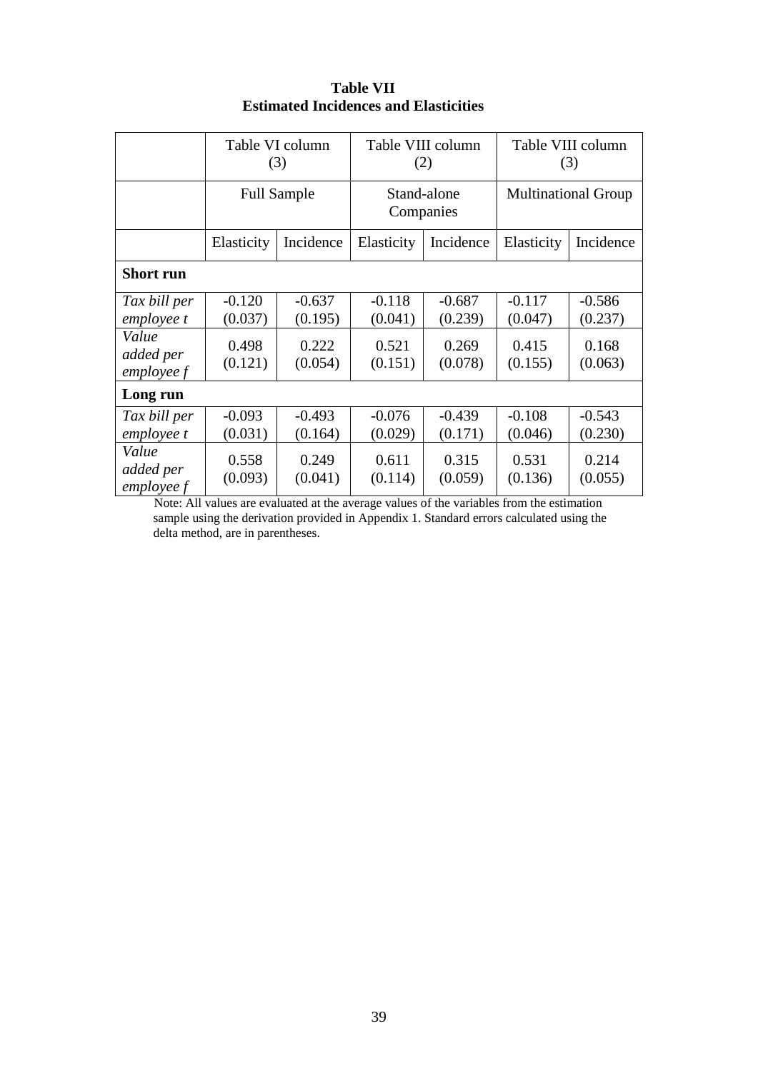**Table VII**
**Estimated Incidences and Elasticities**

| | Table VI column (3) | | Table VIII column (2) | | Table VIII column (3) | |
|---|---|---|---|---|---|---|
| | Full Sample | | Stand-alone Companies | | Multinational Group | |
| | Elasticity | Incidence | Elasticity | Incidence | Elasticity | Incidence |
| **Short run** | | | | | | |
| *Tax bill per employee t* | -0.120 (0.037) | -0.637 (0.195) | -0.118 (0.041) | -0.687 (0.239) | -0.117 (0.047) | -0.586 (0.237) |
| *Value added per employee f* | 0.498 (0.121) | 0.222 (0.054) | 0.521 (0.151) | 0.269 (0.078) | 0.415 (0.155) | 0.168 (0.063) |
| **Long run** | | | | | | |
| *Tax bill per employee t* | -0.093 (0.031) | -0.493 (0.164) | -0.076 (0.029) | -0.439 (0.171) | -0.108 (0.046) | -0.543 (0.230) |
| *Value added per employee f* | 0.558 (0.093) | 0.249 (0.041) | 0.611 (0.114) | 0.315 (0.059) | 0.531 (0.136) | 0.214 (0.055) |

Note: All values are evaluated at the average values of the variables from the estimation sample using the derivation provided in Appendix 1. Standard errors calculated using the delta method, are in parentheses.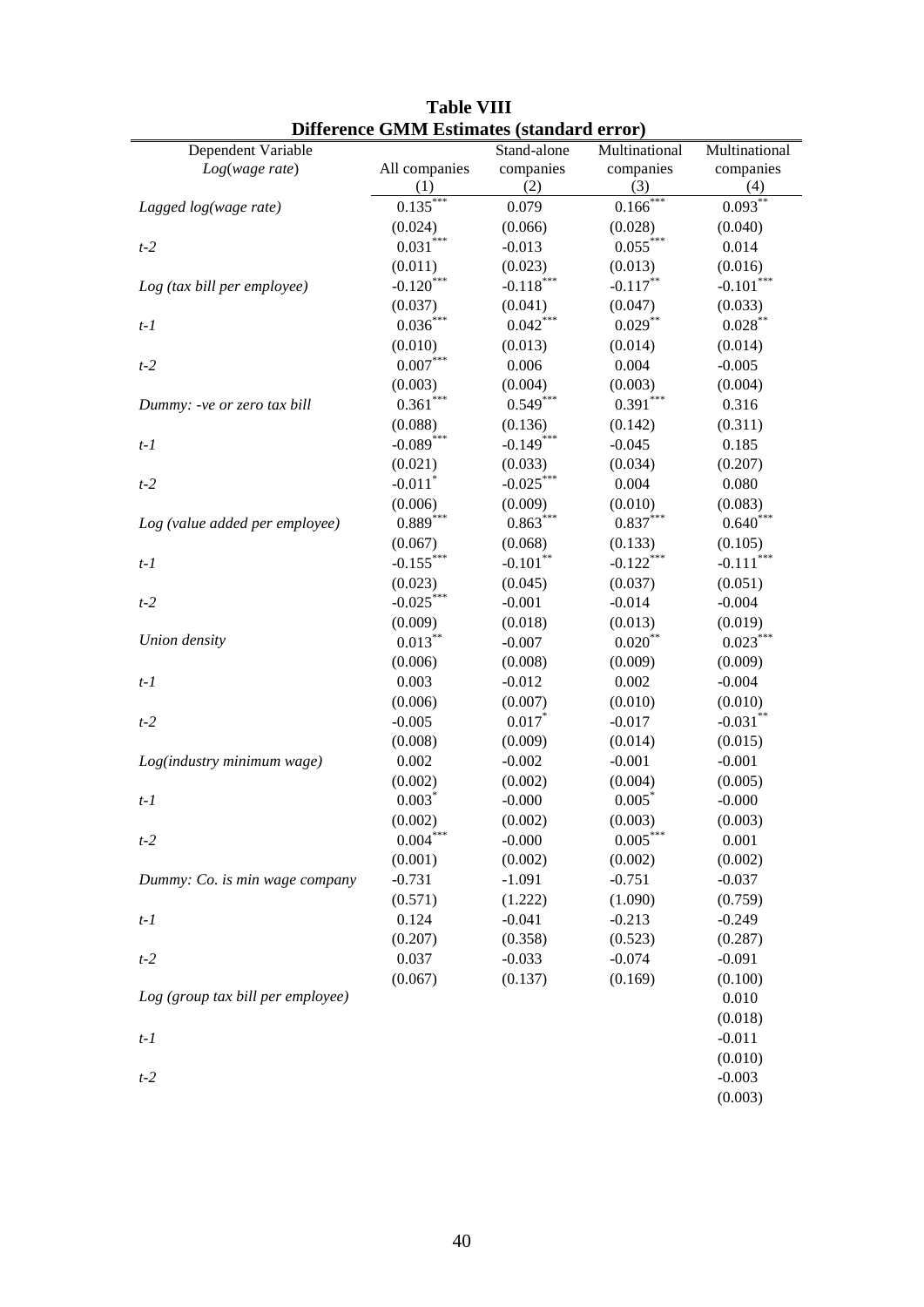**Table VIII**
**Difference GMM Estimates (standard error)**

| Dependent Variable *Log*(*wage rate*) | All companies (1) | Stand-alone companies (2) | Multinational companies (3) | Multinational companies (4) |
|---|---|---|---|---|
| *Lagged log(wage rate)* | 0.135*** | 0.079 | 0.166*** | 0.093** |
| | (0.024) | (0.066) | (0.028) | (0.040) |
| *t-2* | 0.031*** | -0.013 | 0.055*** | 0.014 |
| | (0.011) | (0.023) | (0.013) | (0.016) |
| *Log (tax bill per employee)* | -0.120*** | -0.118*** | -0.117** | -0.101*** |
| | (0.037) | (0.041) | (0.047) | (0.033) |
| *t-1* | 0.036*** | 0.042*** | 0.029** | 0.028** |
| | (0.010) | (0.013) | (0.014) | (0.014) |
| *t-2* | 0.007*** | 0.006 | 0.004 | -0.005 |
| | (0.003) | (0.004) | (0.003) | (0.004) |
| *Dummy: -ve or zero tax bill* | 0.361*** | 0.549*** | 0.391*** | 0.316 |
| | (0.088) | (0.136) | (0.142) | (0.311) |
| *t-1* | -0.089*** | -0.149*** | -0.045 | 0.185 |
| | (0.021) | (0.033) | (0.034) | (0.207) |
| *t-2* | -0.011* | -0.025*** | 0.004 | 0.080 |
| | (0.006) | (0.009) | (0.010) | (0.083) |
| *Log (value added per employee)* | 0.889*** | 0.863*** | 0.837*** | 0.640*** |
| | (0.067) | (0.068) | (0.133) | (0.105) |
| *t-1* | -0.155*** | -0.101** | -0.122*** | -0.111*** |
| | (0.023) | (0.045) | (0.037) | (0.051) |
| *t-2* | -0.025*** | -0.001 | -0.014 | -0.004 |
| | (0.009) | (0.018) | (0.013) | (0.019) |
| *Union density* | 0.013** | -0.007 | 0.020** | 0.023*** |
| | (0.006) | (0.008) | (0.009) | (0.009) |
| *t-1* | 0.003 | -0.012 | 0.002 | -0.004 |
| | (0.006) | (0.007) | (0.010) | (0.010) |
| *t-2* | -0.005 | 0.017* | -0.017 | -0.031** |
| | (0.008) | (0.009) | (0.014) | (0.015) |
| *Log(industry minimum wage)* | 0.002 | -0.002 | -0.001 | -0.001 |
| | (0.002) | (0.002) | (0.004) | (0.005) |
| *t-1* | 0.003* | -0.000 | 0.005* | -0.000 |
| | (0.002) | (0.002) | (0.003) | (0.003) |
| *t-2* | 0.004*** | -0.000 | 0.005*** | 0.001 |
| | (0.001) | (0.002) | (0.002) | (0.002) |
| *Dummy: Co. is min wage company* | -0.731 | -1.091 | -0.751 | -0.037 |
| | (0.571) | (1.222) | (1.090) | (0.759) |
| *t-1* | 0.124 | -0.041 | -0.213 | -0.249 |
| | (0.207) | (0.358) | (0.523) | (0.287) |
| *t-2* | 0.037 | -0.033 | -0.074 | -0.091 |
| | (0.067) | (0.137) | (0.169) | (0.100) |
| *Log (group tax bill per employee)* | | | | 0.010 |
| | | | | (0.018) |
| *t-1* | | | | -0.011 |
| | | | | (0.010) |
| *t-2* | | | | -0.003 |
| | | | | (0.003) |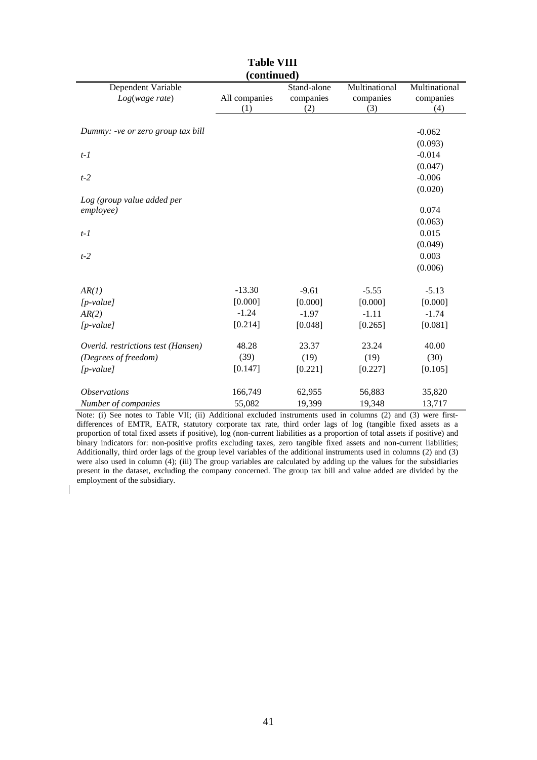**Table VIII**
**(continued)**

| Dependent Variable *Log*(*wage rate*) | All companies (1) | Stand-alone companies (2) | Multinational companies (3) | Multinational companies (4) |
|---|---|---|---|---|
| *Dummy: -ve or zero group tax bill* | | | | -0.062 |
| | | | | (0.093) |
| *t-1* | | | | -0.014 |
| | | | | (0.047) |
| *t-2* | | | | -0.006 |
| | | | | (0.020) |
| *Log (group value added per employee)* | | | | 0.074 |
| | | | | (0.063) |
| *t-1* | | | | 0.015 |
| | | | | (0.049) |
| *t-2* | | | | 0.003 |
| | | | | (0.006) |
| *AR(1)* | -13.30 | -9.61 | -5.55 | -5.13 |
| *[p-value]* | [0.000] | [0.000] | [0.000] | [0.000] |
| *AR(2)* | -1.24 | -1.97 | -1.11 | -1.74 |
| *[p-value]* | [0.214] | [0.048] | [0.265] | [0.081] |
| *Overid. restrictions test (Hansen)* | 48.28 | 23.37 | 23.24 | 40.00 |
| *(Degrees of freedom)* | (39) | (19) | (19) | (30) |
| *[p-value]* | [0.147] | [0.221] | [0.227] | [0.105] |
| *Observations* | 166,749 | 62,955 | 56,883 | 35,820 |
| *Number of companies* | 55,082 | 19,399 | 19,348 | 13,717 |

Note: (i) See notes to Table VII; (ii) Additional excluded instruments used in columns (2) and (3) were first-differences of EMTR, EATR, statutory corporate tax rate, third order lags of log (tangible fixed assets as a proportion of total fixed assets if positive), log (non-current liabilities as a proportion of total assets if positive) and binary indicators for: non-positive profits excluding taxes, zero tangible fixed assets and non-current liabilities; Additionally, third order lags of the group level variables of the additional instruments used in columns (2) and (3) were also used in column (4); (iii) The group variables are calculated by adding up the values for the subsidiaries present in the dataset, excluding the company concerned. The group tax bill and value added are divided by the employment of the subsidiary.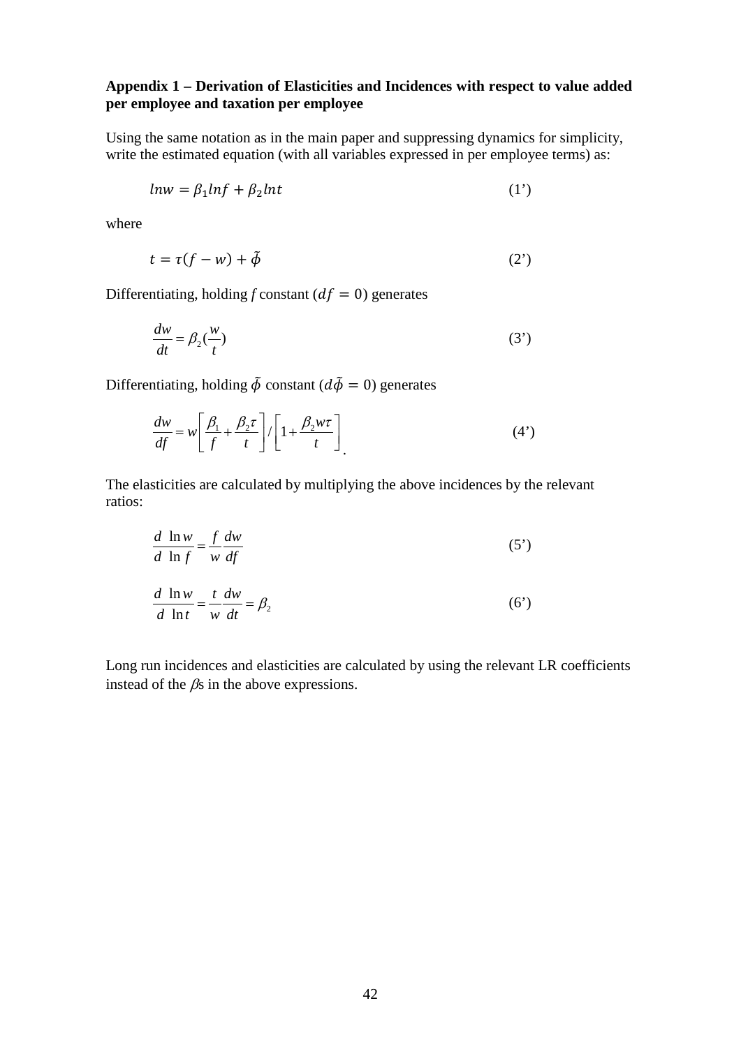**Appendix 1 – Derivation of Elasticities and Incidences with respect to value added per employee and taxation per employee**

Using the same notation as in the main paper and suppressing dynamics for simplicity, write the estimated equation (with all variables expressed in per employee terms) as:

$$lnw = \beta_1 lnf + \beta_2 lnt \tag{1'}$$

where

$$t = \tau(f - w) + \tilde{\phi} \tag{2'}$$

Differentiating, holding *f* constant ($df = 0$) generates

$$\frac{dw}{dt} = \beta_2 (\frac{w}{t}) \tag{3'}$$

Differentiating, holding $\tilde{\phi}$ constant ($d\tilde{\phi} = 0$) generates

$$\frac{dw}{df} = w\left[\frac{\beta_1}{f} + \frac{\beta_2 \tau}{t}\right] / \left[1 + \frac{\beta_2 w \tau}{t}\right]. \tag{4'}$$

The elasticities are calculated by multiplying the above incidences by the relevant ratios:

$$\frac{d \ \ln w}{d \ \ln f} = \frac{f}{w}\frac{dw}{df} \tag{5'}$$

$$\frac{d \ \ln w}{d \ \ln t} = \frac{t}{w}\frac{dw}{dt} = \beta_2 \tag{6'}$$

Long run incidences and elasticities are calculated by using the relevant LR coefficients instead of the $\beta$s in the above expressions.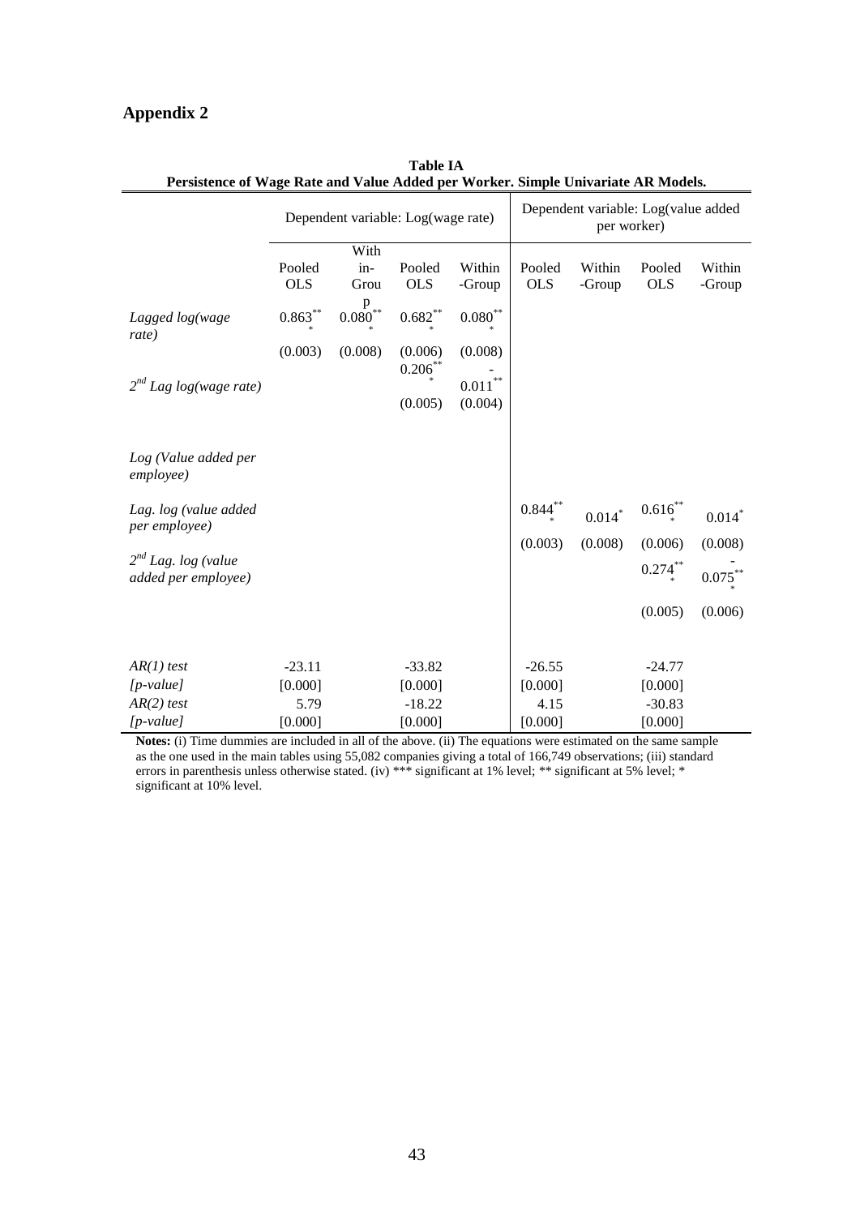## Appendix 2

**Table IA**
**Persistence of Wage Rate and Value Added per Worker. Simple Univariate AR Models.**

| | Dependent variable: Log(wage rate) | | | | Dependent variable: Log(value added per worker) | | | |
|---|---|---|---|---|---|---|---|---|
| | Pooled OLS | Within-Group | Pooled OLS | Within-Group | Pooled OLS | Within-Group | Pooled OLS | Within-Group |
| *Lagged log(wage rate)* | 0.863*** | 0.080*** | 0.682*** | 0.080*** | | | | |
| | (0.003) | (0.008) | (0.006) | (0.008) | | | | |
| *2nd Lag log(wage rate)* | | | 0.206*** | -0.011*** | | | | |
| | | | (0.005) | (0.004) | | | | |
| *Log (Value added per employee)* | | | | | | | | |
| *Lag. log (value added per employee)* | | | | | 0.844*** | 0.014* | 0.616*** | 0.014* |
| | | | | | (0.003) | (0.008) | (0.006) | (0.008) |
| *2nd Lag. log (value added per employee)* | | | | | | | 0.274*** | -0.075*** |
| | | | | | | | (0.005) | (0.006) |
| *AR(1) test* | -23.11 | | -33.82 | | -26.55 | | -24.77 | |
| *[p-value]* | [0.000] | | [0.000] | | [0.000] | | [0.000] | |
| *AR(2) test* | 5.79 | | -18.22 | | 4.15 | | -30.83 | |
| *[p-value]* | [0.000] | | [0.000] | | [0.000] | | [0.000] | |

**Notes:** (i) Time dummies are included in all of the above. (ii) The equations were estimated on the same sample as the one used in the main tables using 55,082 companies giving a total of 166,749 observations; (iii) standard errors in parenthesis unless otherwise stated. (iv) *** significant at 1% level; ** significant at 5% level; * significant at 10% level.